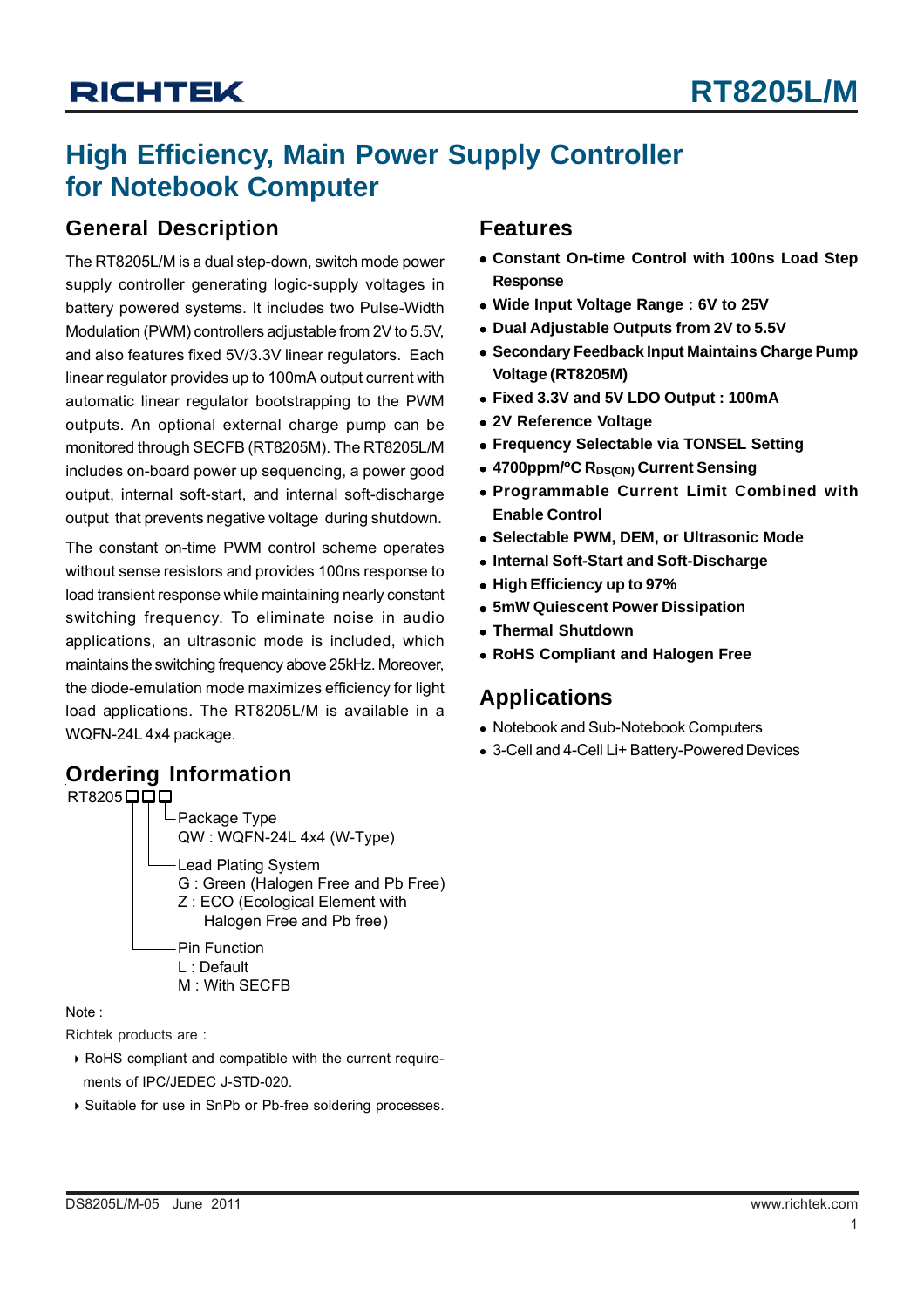# High Efficiency, Main Power Supply Controller for Notebook Computer

## General Description

The RT8205L/M is a dual step-down, switch mode power supply controller generating logic-supply voltages in battery powered systems. It includes two Pulse-Width Modulation (PWM) controllers adjustable from 2V to 5.5V, and also features fixed 5V/3.3V linear regulators. Each linear regulator provides up to 100mA output current with automatic linear regulator bootstrapping to the PWM outputs. An optional external charge pump can be monitored through SECFB (RT8205M). The RT8205L/M includes on-board power up sequencing, a power good output, internal soft-start, and internal soft-discharge output that prevents negative voltage during shutdown.

The constant on-time PWM control scheme operates without sense resistors and provides 100ns response to load transient response while maintaining nearly constant switching frequency. To eliminate noise in audio applications, an ultrasonic mode is included, which maintains the switching frequency above 25kHz. Moreover, the diode-emulation mode maximizes efficiency for light load applications. The RT8205L/M is available in a WQFN-24L 4x4 package.

## Ordering Information

RT8205□□□

- Package Type
  - QW : WQFN-24L 4x4 (W-Type)
- Lead Plating System
  - G : Green (Halogen Free and Pb Free)
  - Z : ECO (Ecological Element with Halogen Free and Pb free)
- Pin Function
  - L : Default
  - M : With SECFB

Note :

Richtek products are :

- RoHS compliant and compatible with the current requirements of IPC/JEDEC J-STD-020.
- Suitable for use in SnPb or Pb-free soldering processes.

## Features

- **Constant On-time Control with 100ns Load Step Response**
- **Wide Input Voltage Range : 6V to 25V**
- **Dual Adjustable Outputs from 2V to 5.5V**
- **Secondary Feedback Input Maintains Charge Pump Voltage (RT8205M)**
- **Fixed 3.3V and 5V LDO Output : 100mA**
- **2V Reference Voltage**
- **Frequency Selectable via TONSEL Setting**
- **4700ppm/°C $R_{DS(ON)}$ Current Sensing**
- **Programmable Current Limit Combined with Enable Control**
- **Selectable PWM, DEM, or Ultrasonic Mode**
- **Internal Soft-Start and Soft-Discharge**
- **High Efficiency up to 97%**
- **5mW Quiescent Power Dissipation**
- **Thermal Shutdown**
- **RoHS Compliant and Halogen Free**

## Applications

- Notebook and Sub-Notebook Computers
- 3-Cell and 4-Cell Li+ Battery-Powered Devices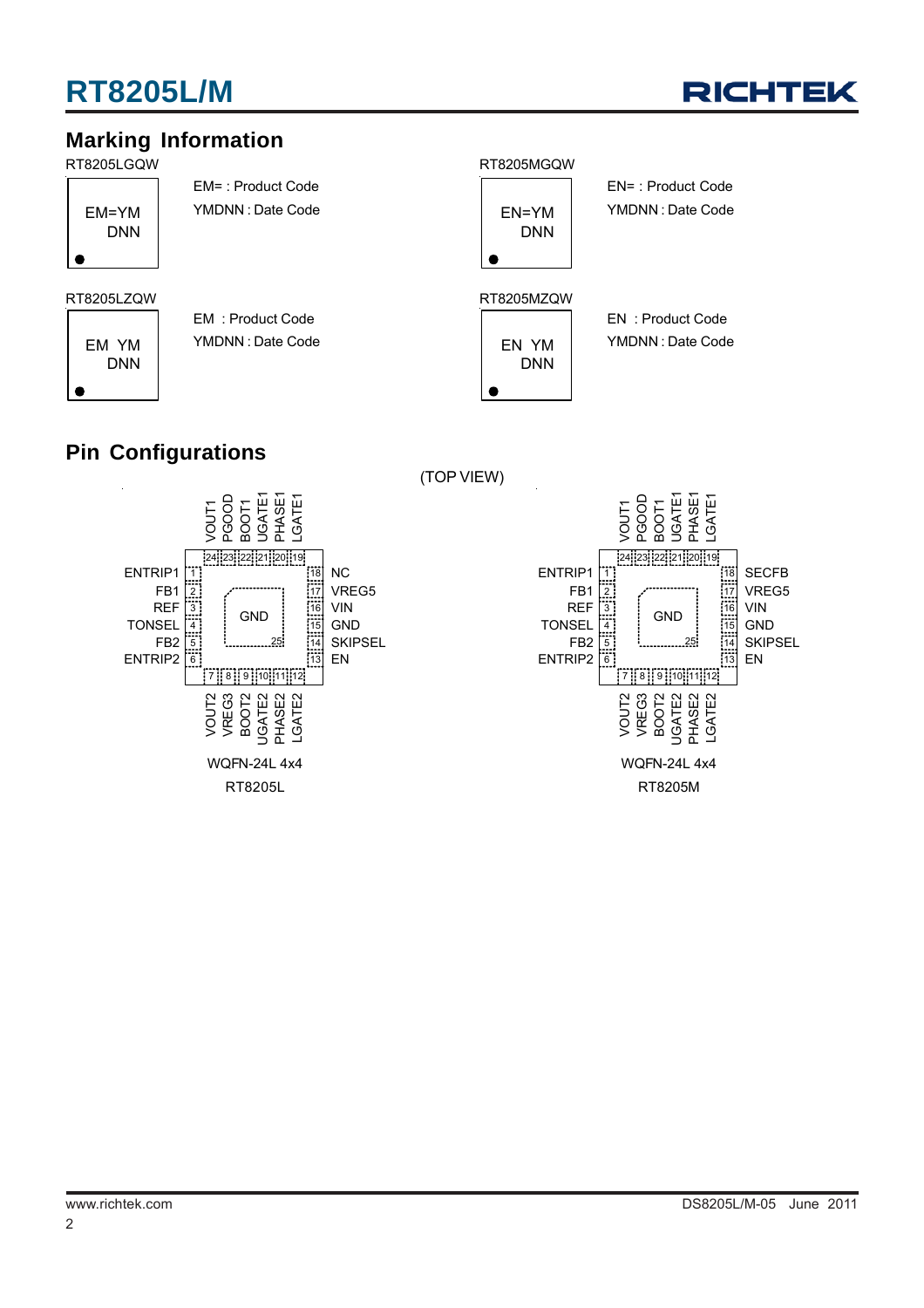## Marking Information

RT8205LGQW

EM=YM
DNN

EM= : Product Code
YMDNN : Date Code

RT8205MGQW

EN=YM
DNN

EN= : Product Code
YMDNN : Date Code

RT8205LZQW

EM YM
DNN

EM : Product Code
YMDNN : Date Code

RT8205MZQW

EN YM
DNN

EN : Product Code
YMDNN : Date Code

## Pin Configurations

(TOP VIEW)

**RT8205L (WQFN-24L 4x4)**

| Pin | Name | Pin | Name |
|---|---|---|---|
| 1 | ENTRIP1 | 13 | EN |
| 2 | FB1 | 14 | SKIPSEL |
| 3 | REF | 15 | GND |
| 4 | TONSEL | 16 | VIN |
| 5 | FB2 | 17 | VREG5 |
| 6 | ENTRIP2 | 18 | NC |
| 7 | VOUT2 | 19 | LGATE1 |
| 8 | VREG3 | 20 | PHASE1 |
| 9 | BOOT2 | 21 | UGATE1 |
| 10 | UGATE2 | 22 | BOOT1 |
| 11 | PHASE2 | 23 | PGOOD |
| 12 | LGATE2 | 24 | VOUT1 |
| 25 | GND | | |

WQFN-24L 4x4

RT8205L

**RT8205M (WQFN-24L 4x4)**

| Pin | Name | Pin | Name |
|---|---|---|---|
| 1 | ENTRIP1 | 13 | EN |
| 2 | FB1 | 14 | SKIPSEL |
| 3 | REF | 15 | GND |
| 4 | TONSEL | 16 | VIN |
| 5 | FB2 | 17 | VREG5 |
| 6 | ENTRIP2 | 18 | SECFB |
| 7 | VOUT2 | 19 | LGATE1 |
| 8 | VREG3 | 20 | PHASE1 |
| 9 | BOOT2 | 21 | UGATE1 |
| 10 | UGATE2 | 22 | BOOT1 |
| 11 | PHASE2 | 23 | PGOOD |
| 12 | LGATE2 | 24 | VOUT1 |
| 25 | GND | | |

WQFN-24L 4x4

RT8205M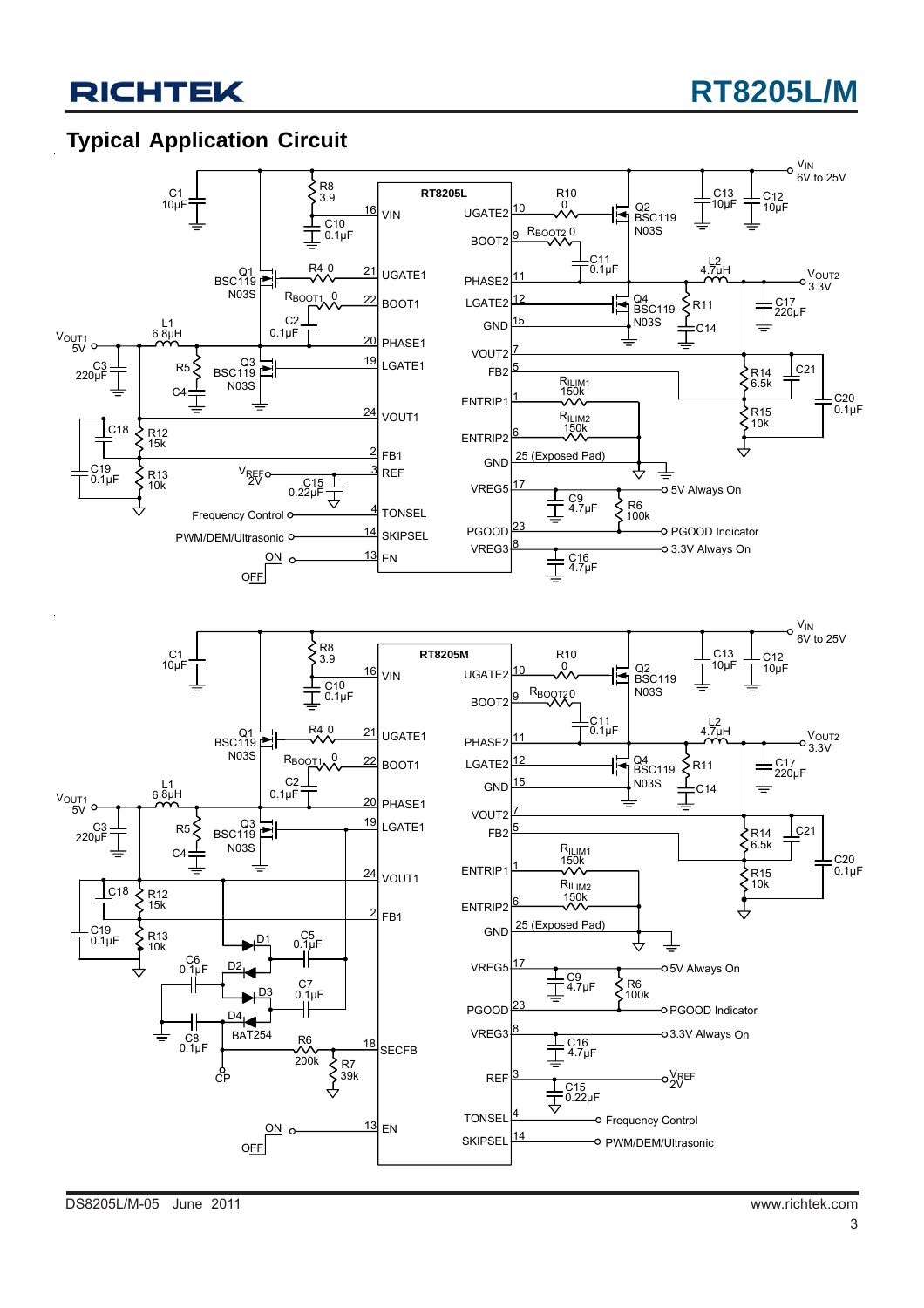## Typical Application Circuit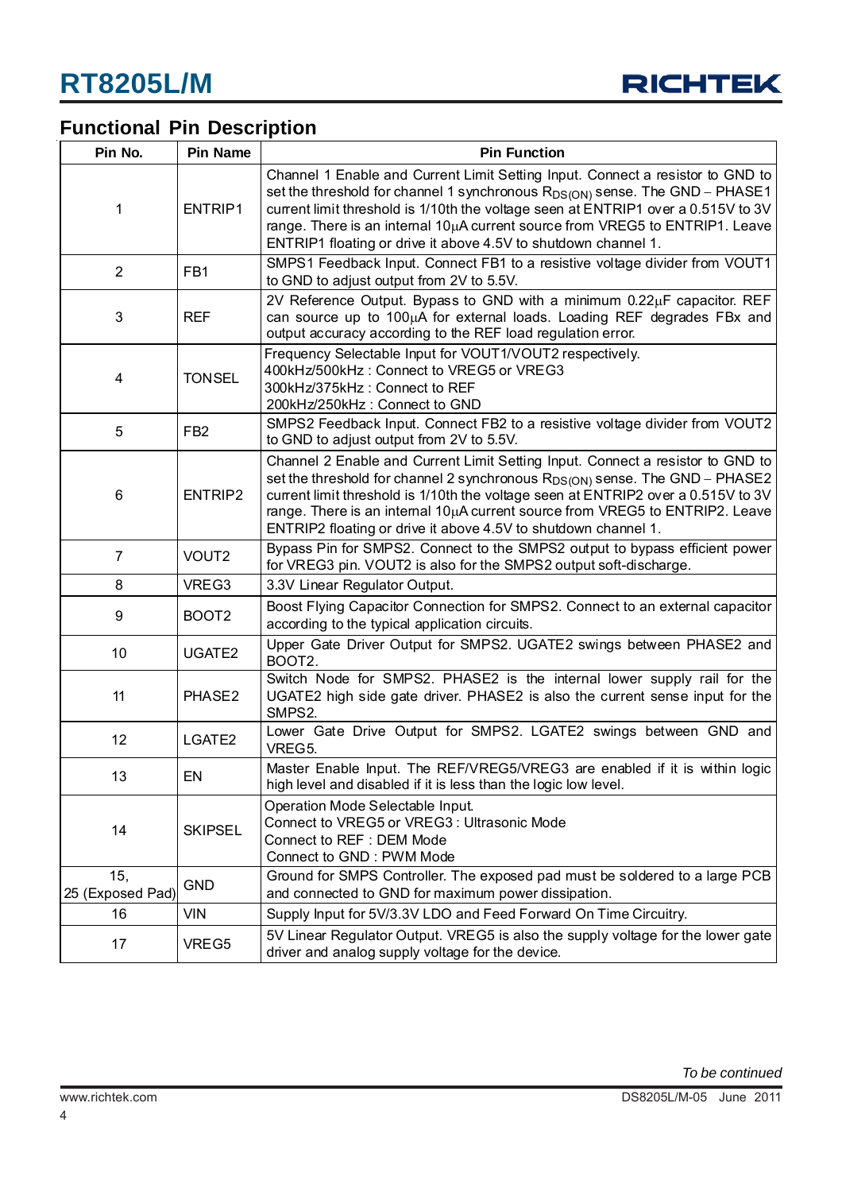## Functional Pin Description

| Pin No. | Pin Name | Pin Function |
|---|---|---|
| 1 | ENTRIP1 | Channel 1 Enable and Current Limit Setting Input. Connect a resistor to GND to set the threshold for channel 1 synchronous $R_{DS(ON)}$ sense. The GND − PHASE1 current limit threshold is 1/10th the voltage seen at ENTRIP1 over a 0.515V to 3V range. There is an internal 10μA current source from VREG5 to ENTRIP1. Leave ENTRIP1 floating or drive it above 4.5V to shutdown channel 1. |
| 2 | FB1 | SMPS1 Feedback Input. Connect FB1 to a resistive voltage divider from VOUT1 to GND to adjust output from 2V to 5.5V. |
| 3 | REF | 2V Reference Output. Bypass to GND with a minimum 0.22μF capacitor. REF can source up to 100μA for external loads. Loading REF degrades FBx and output accuracy according to the REF load regulation error. |
| 4 | TONSEL | Frequency Selectable Input for VOUT1/VOUT2 respectively.<br>400kHz/500kHz : Connect to VREG5 or VREG3<br>300kHz/375kHz : Connect to REF<br>200kHz/250kHz : Connect to GND |
| 5 | FB2 | SMPS2 Feedback Input. Connect FB2 to a resistive voltage divider from VOUT2 to GND to adjust output from 2V to 5.5V. |
| 6 | ENTRIP2 | Channel 2 Enable and Current Limit Setting Input. Connect a resistor to GND to set the threshold for channel 2 synchronous $R_{DS(ON)}$ sense. The GND − PHASE2 current limit threshold is 1/10th the voltage seen at ENTRIP2 over a 0.515V to 3V range. There is an internal 10μA current source from VREG5 to ENTRIP2. Leave ENTRIP2 floating or drive it above 4.5V to shutdown channel 1. |
| 7 | VOUT2 | Bypass Pin for SMPS2. Connect to the SMPS2 output to bypass efficient power for VREG3 pin. VOUT2 is also for the SMPS2 output soft-discharge. |
| 8 | VREG3 | 3.3V Linear Regulator Output. |
| 9 | BOOT2 | Boost Flying Capacitor Connection for SMPS2. Connect to an external capacitor according to the typical application circuits. |
| 10 | UGATE2 | Upper Gate Driver Output for SMPS2. UGATE2 swings between PHASE2 and BOOT2. |
| 11 | PHASE2 | Switch Node for SMPS2. PHASE2 is the internal lower supply rail for the UGATE2 high side gate driver. PHASE2 is also the current sense input for the SMPS2. |
| 12 | LGATE2 | Lower Gate Drive Output for SMPS2. LGATE2 swings between GND and VREG5. |
| 13 | EN | Master Enable Input. The REF/VREG5/VREG3 are enabled if it is within logic high level and disabled if it is less than the logic low level. |
| 14 | SKIPSEL | Operation Mode Selectable Input.<br>Connect to VREG5 or VREG3 : Ultrasonic Mode<br>Connect to REF : DEM Mode<br>Connect to GND : PWM Mode |
| 15,<br>25 (Exposed Pad) | GND | Ground for SMPS Controller. The exposed pad must be soldered to a large PCB and connected to GND for maximum power dissipation. |
| 16 | VIN | Supply Input for 5V/3.3V LDO and Feed Forward On Time Circuitry. |
| 17 | VREG5 | 5V Linear Regulator Output. VREG5 is also the supply voltage for the lower gate driver and analog supply voltage for the device. |

*To be continued*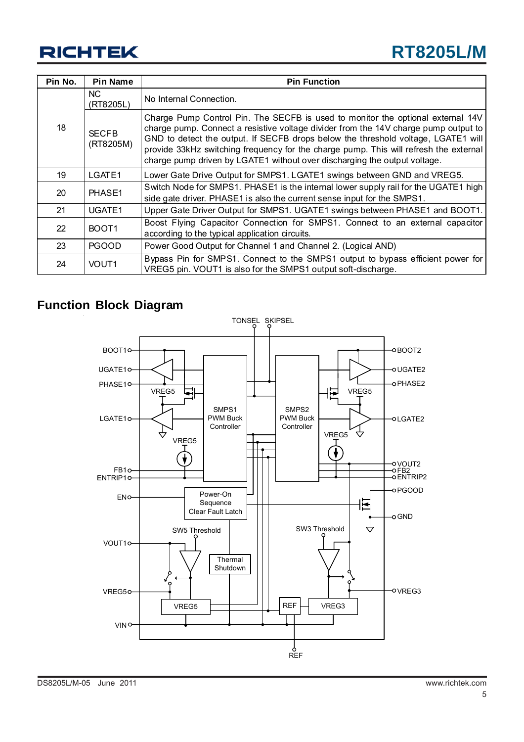| Pin No. | Pin Name | Pin Function |
|---|---|---|
| 18 | NC (RT8205L) | No Internal Connection. |
| | SECFB (RT8205M) | Charge Pump Control Pin. The SECFB is used to monitor the optional external 14V charge pump. Connect a resistive voltage divider from the 14V charge pump output to GND to detect the output. If SECFB drops below the threshold voltage, LGATE1 will provide 33kHz switching frequency for the charge pump. This will refresh the external charge pump driven by LGATE1 without over discharging the output voltage. |
| 19 | LGATE1 | Lower Gate Drive Output for SMPS1. LGATE1 swings between GND and VREG5. |
| 20 | PHASE1 | Switch Node for SMPS1. PHASE1 is the internal lower supply rail for the UGATE1 high side gate driver. PHASE1 is also the current sense input for the SMPS1. |
| 21 | UGATE1 | Upper Gate Driver Output for SMPS1. UGATE1 swings between PHASE1 and BOOT1. |
| 22 | BOOT1 | Boost Flying Capacitor Connection for SMPS1. Connect to an external capacitor according to the typical application circuits. |
| 23 | PGOOD | Power Good Output for Channel 1 and Channel 2. (Logical AND) |
| 24 | VOUT1 | Bypass Pin for SMPS1. Connect to the SMPS1 output to bypass efficient power for VREG5 pin. VOUT1 is also for the SMPS1 output soft-discharge. |

## Function Block Diagram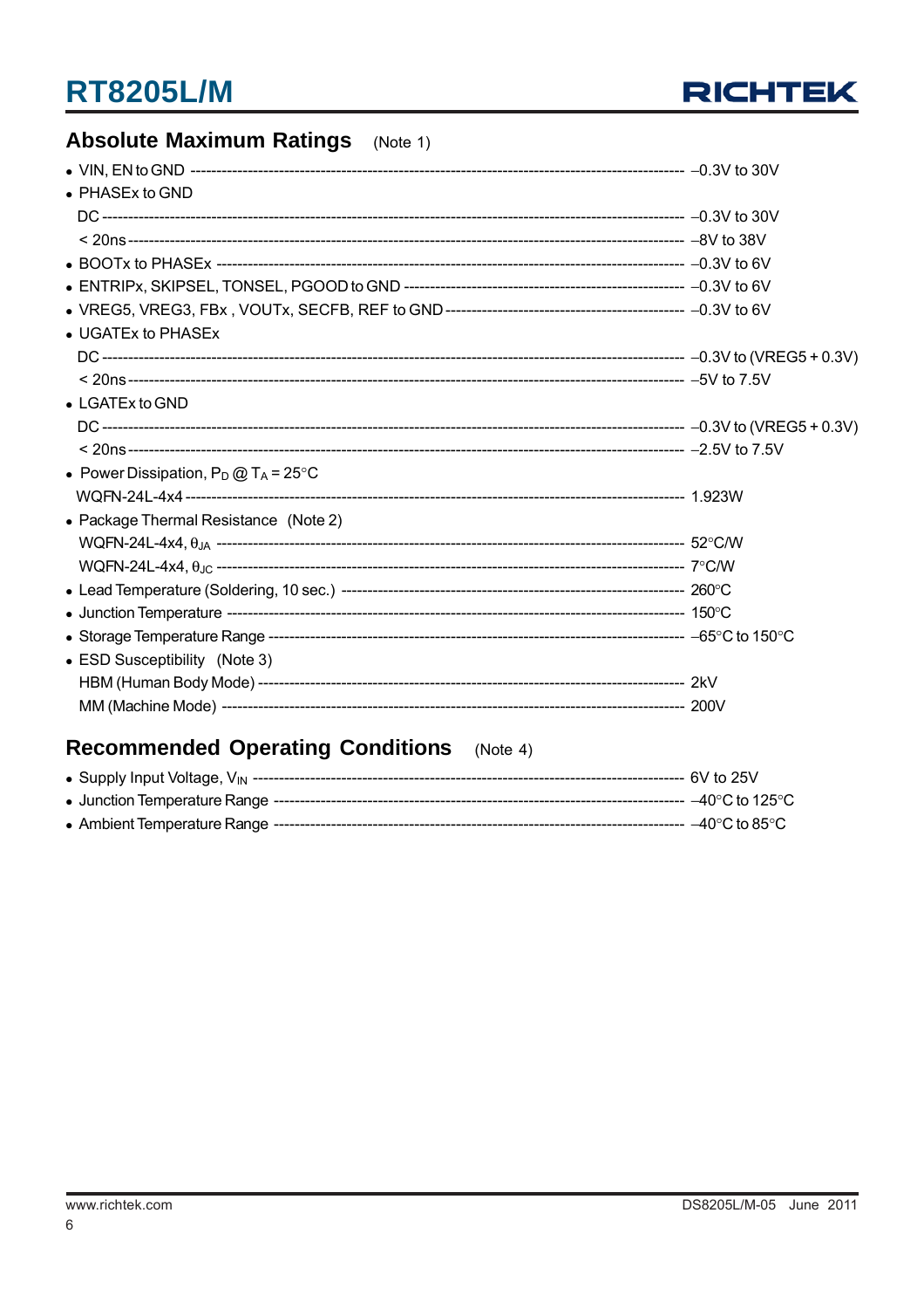## Absolute Maximum Ratings (Note 1)

- VIN, EN to GND ---------------------------------------------------------------- −0.3V to 30V
- PHASEx to GND
  - DC ---------------------------------------------------------------- −0.3V to 30V
  - < 20ns ---------------------------------------------------------------- −8V to 38V
- BOOTx to PHASEx ---------------------------------------------------------------- −0.3V to 6V
- ENTRIPx, SKIPSEL, TONSEL, PGOOD to GND ---------------------------------------------------------------- −0.3V to 6V
- VREG5, VREG3, FBx , VOUTx, SECFB, REF to GND ---------------------------------------------------------------- −0.3V to 6V
- UGATEx to PHASEx
  - DC ---------------------------------------------------------------- −0.3V to (VREG5 + 0.3V)
  - < 20ns ---------------------------------------------------------------- −5V to 7.5V
- LGATEx to GND
  - DC ---------------------------------------------------------------- −0.3V to (VREG5 + 0.3V)
  - < 20ns ---------------------------------------------------------------- −2.5V to 7.5V
- Power Dissipation, $P_D$ @ $T_A$ = 25°C
  - WQFN-24L-4x4 ---------------------------------------------------------------- 1.923W
- Package Thermal Resistance (Note 2)
  - WQFN-24L-4x4, $\theta_{JA}$ ---------------------------------------------------------------- 52°C/W
  - WQFN-24L-4x4, $\theta_{JC}$ ---------------------------------------------------------------- 7°C/W
- Lead Temperature (Soldering, 10 sec.) ---------------------------------------------------------------- 260°C
- Junction Temperature ---------------------------------------------------------------- 150°C
- Storage Temperature Range ---------------------------------------------------------------- −65°C to 150°C
- ESD Susceptibility (Note 3)
  - HBM (Human Body Mode) ---------------------------------------------------------------- 2kV
  - MM (Machine Mode) ---------------------------------------------------------------- 200V

## Recommended Operating Conditions (Note 4)

- Supply Input Voltage, $V_{IN}$ ---------------------------------------------------------------- 6V to 25V
- Junction Temperature Range ---------------------------------------------------------------- −40°C to 125°C
- Ambient Temperature Range ---------------------------------------------------------------- −40°C to 85°C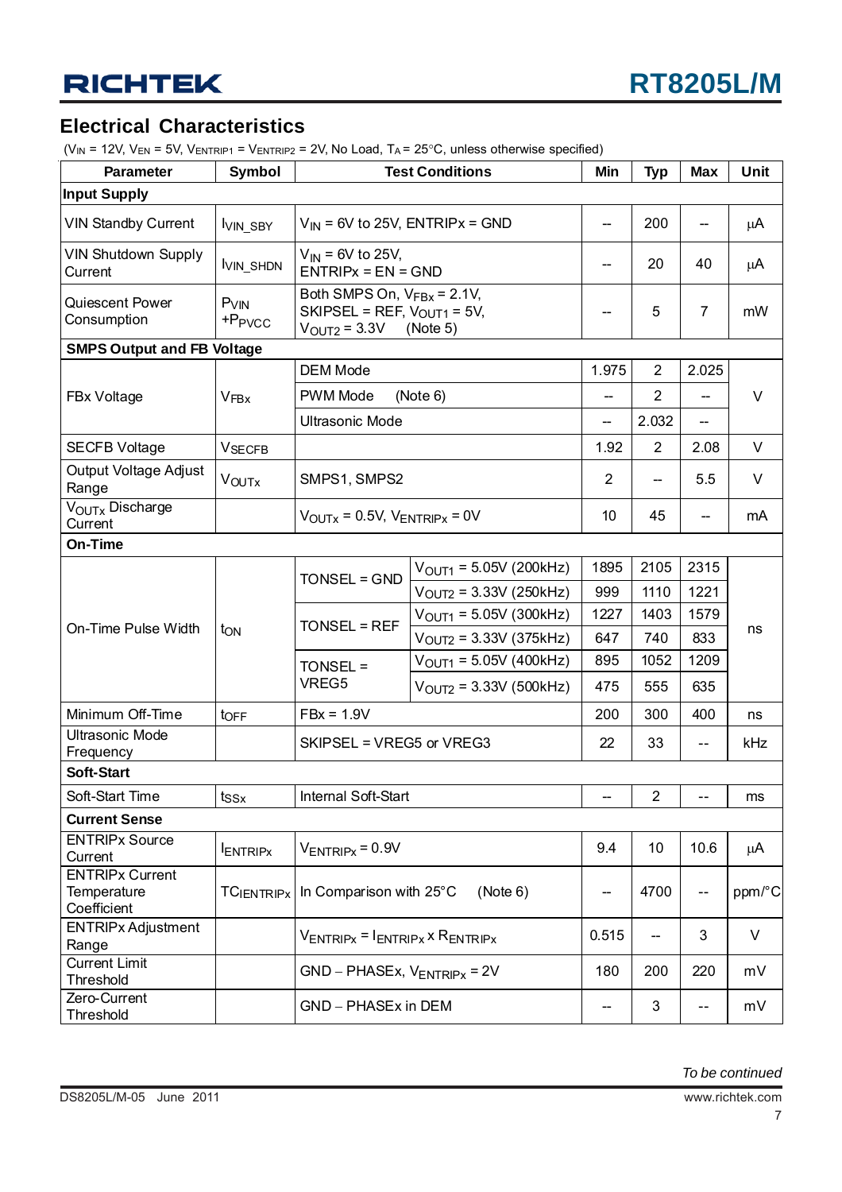## Electrical Characteristics

($V_{IN}$ = 12V, $V_{EN}$ = 5V, $V_{ENTRIP1}$ = $V_{ENTRIP2}$ = 2V, No Load, $T_A$ = 25°C, unless otherwise specified)

| Parameter | Symbol | Test Conditions | | Min | Typ | Max | Unit |
|---|---|---|---|---|---|---|---|
| **Input Supply** | | | | | | | |
| VIN Standby Current | $I_{VIN\_SBY}$ | $V_{IN}$ = 6V to 25V, ENTRIPx = GND | | -- | 200 | -- | μA |
| VIN Shutdown Supply Current | $I_{VIN\_SHDN}$ | $V_{IN}$ = 6V to 25V, ENTRIPx = EN = GND | | -- | 20 | 40 | μA |
| Quiescent Power Consumption | $P_{VIN}$ +$P_{PVCC}$ | Both SMPS On, $V_{FBx}$ = 2.1V, SKIPSEL = REF, $V_{OUT1}$ = 5V, $V_{OUT2}$ = 3.3V (Note 5) | | -- | 5 | 7 | mW |
| **SMPS Output and FB Voltage** | | | | | | | |
| FBx Voltage | $V_{FBx}$ | DEM Mode | | 1.975 | 2 | 2.025 | V |
| | | PWM Mode (Note 6) | | -- | 2 | -- | V |
| | | Ultrasonic Mode | | -- | 2.032 | -- | V |
| SECFB Voltage | $V_{SECFB}$ | | | 1.92 | 2 | 2.08 | V |
| Output Voltage Adjust Range | $V_{OUTx}$ | SMPS1, SMPS2 | | 2 | -- | 5.5 | V |
| $V_{OUTx}$ Discharge Current | | $V_{OUTx}$ = 0.5V, $V_{ENTRIPx}$ = 0V | | 10 | 45 | -- | mA |
| **On-Time** | | | | | | | |
| On-Time Pulse Width | $t_{ON}$ | TONSEL = GND | $V_{OUT1}$ = 5.05V (200kHz) | 1895 | 2105 | 2315 | ns |
| | | | $V_{OUT2}$ = 3.33V (250kHz) | 999 | 1110 | 1221 | ns |
| | | TONSEL = REF | $V_{OUT1}$ = 5.05V (300kHz) | 1227 | 1403 | 1579 | ns |
| | | | $V_{OUT2}$ = 3.33V (375kHz) | 647 | 740 | 833 | ns |
| | | TONSEL = VREG5 | $V_{OUT1}$ = 5.05V (400kHz) | 895 | 1052 | 1209 | ns |
| | | | $V_{OUT2}$ = 3.33V (500kHz) | 475 | 555 | 635 | ns |
| Minimum Off-Time | $t_{OFF}$ | FBx = 1.9V | | 200 | 300 | 400 | ns |
| Ultrasonic Mode Frequency | | SKIPSEL = VREG5 or VREG3 | | 22 | 33 | -- | kHz |
| **Soft-Start** | | | | | | | |
| Soft-Start Time | $t_{SSx}$ | Internal Soft-Start | | -- | 2 | -- | ms |
| **Current Sense** | | | | | | | |
| ENTRIPx Source Current | $I_{ENTRIPx}$ | $V_{ENTRIPx}$ = 0.9V | | 9.4 | 10 | 10.6 | μA |
| ENTRIPx Current Temperature Coefficient | $TC_{IENTRIPx}$ | In Comparison with 25°C (Note 6) | | -- | 4700 | -- | ppm/°C |
| ENTRIPx Adjustment Range | | $V_{ENTRIPx}$ = $I_{ENTRIPx}$ x $R_{ENTRIPx}$ | | 0.515 | -- | 3 | V |
| Current Limit Threshold | | GND − PHASEx, $V_{ENTRIPx}$ = 2V | | 180 | 200 | 220 | mV |
| Zero-Current Threshold | | GND − PHASEx in DEM | | -- | 3 | -- | mV |

*To be continued*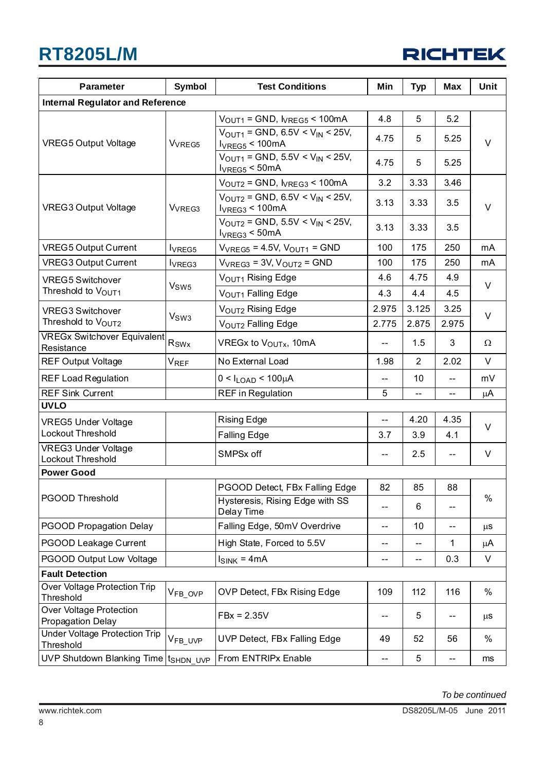| Parameter | Symbol | Test Conditions | Min | Typ | Max | Unit |
|---|---|---|---|---|---|---|
| **Internal Regulator and Reference** | | | | | | |
| VREG5 Output Voltage | $V_{VREG5}$ | $V_{OUT1}$ = GND, $I_{VREG5}$ < 100mA | 4.8 | 5 | 5.2 | V |
| | | $V_{OUT1}$ = GND, 6.5V < $V_{IN}$ < 25V, $I_{VREG5}$ < 100mA | 4.75 | 5 | 5.25 | |
| | | $V_{OUT1}$ = GND, 5.5V < $V_{IN}$ < 25V, $I_{VREG5}$ < 50mA | 4.75 | 5 | 5.25 | |
| VREG3 Output Voltage | $V_{VREG3}$ | $V_{OUT2}$ = GND, $I_{VREG3}$ < 100mA | 3.2 | 3.33 | 3.46 | V |
| | | $V_{OUT2}$ = GND, 6.5V < $V_{IN}$ < 25V, $I_{VREG3}$ < 100mA | 3.13 | 3.33 | 3.5 | |
| | | $V_{OUT2}$ = GND, 5.5V < $V_{IN}$ < 25V, $I_{VREG3}$ < 50mA | 3.13 | 3.33 | 3.5 | |
| VREG5 Output Current | $I_{VREG5}$ | $V_{VREG5}$ = 4.5V, $V_{OUT1}$ = GND | 100 | 175 | 250 | mA |
| VREG3 Output Current | $I_{VREG3}$ | $V_{VREG3}$ = 3V, $V_{OUT2}$ = GND | 100 | 175 | 250 | mA |
| VREG5 Switchover Threshold to $V_{OUT1}$ | $V_{SW5}$ | $V_{OUT1}$ Rising Edge | 4.6 | 4.75 | 4.9 | V |
| | | $V_{OUT1}$ Falling Edge | 4.3 | 4.4 | 4.5 | |
| VREG3 Switchover Threshold to $V_{OUT2}$ | $V_{SW3}$ | $V_{OUT2}$ Rising Edge | 2.975 | 3.125 | 3.25 | V |
| | | $V_{OUT2}$ Falling Edge | 2.775 | 2.875 | 2.975 | |
| VREGx Switchover Equivalent Resistance | $R_{SWx}$ | VREGx to $V_{OUTx}$, 10mA | -- | 1.5 | 3 | Ω |
| REF Output Voltage | $V_{REF}$ | No External Load | 1.98 | 2 | 2.02 | V |
| REF Load Regulation | | 0 < $I_{LOAD}$ < 100μA | -- | 10 | -- | mV |
| REF Sink Current | | REF in Regulation | 5 | -- | -- | μA |
| **UVLO** | | | | | | |
| VREG5 Under Voltage Lockout Threshold | | Rising Edge | -- | 4.20 | 4.35 | V |
| | | Falling Edge | 3.7 | 3.9 | 4.1 | |
| VREG3 Under Voltage Lockout Threshold | | SMPSx off | -- | 2.5 | -- | V |
| **Power Good** | | | | | | |
| PGOOD Threshold | | PGOOD Detect, FBx Falling Edge | 82 | 85 | 88 | % |
| | | Hysteresis, Rising Edge with SS Delay Time | -- | 6 | -- | |
| PGOOD Propagation Delay | | Falling Edge, 50mV Overdrive | -- | 10 | -- | μs |
| PGOOD Leakage Current | | High State, Forced to 5.5V | -- | -- | 1 | μA |
| PGOOD Output Low Voltage | | $I_{SINK}$ = 4mA | -- | -- | 0.3 | V |
| **Fault Detection** | | | | | | |
| Over Voltage Protection Trip Threshold | $V_{FB\_OVP}$ | OVP Detect, FBx Rising Edge | 109 | 112 | 116 | % |
| Over Voltage Protection Propagation Delay | | FBx = 2.35V | -- | 5 | -- | μs |
| Under Voltage Protection Trip Threshold | $V_{FB\_UVP}$ | UVP Detect, FBx Falling Edge | 49 | 52 | 56 | % |
| UVP Shutdown Blanking Time | $t_{SHDN\_UVP}$ | From ENTRIPx Enable | -- | 5 | -- | ms |

*To be continued*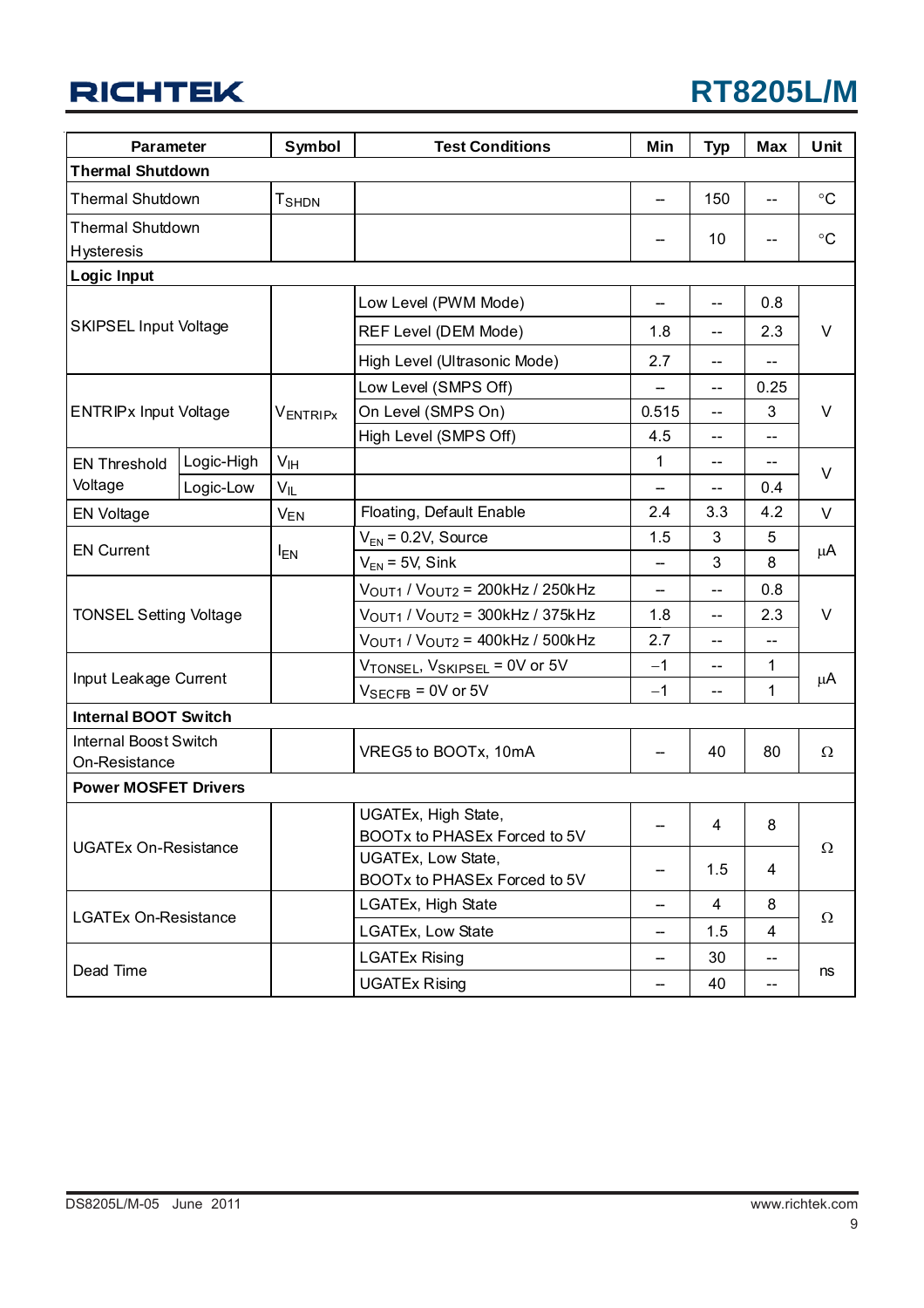| Parameter | | Symbol | Test Conditions | Min | Typ | Max | Unit |
|---|---|---|---|---|---|---|---|
| **Thermal Shutdown** | | | | | | | |
| Thermal Shutdown | | $T_{SHDN}$ | | -- | 150 | -- | °C |
| Thermal Shutdown Hysteresis | | | | -- | 10 | -- | °C |
| **Logic Input** | | | | | | | |
| SKIPSEL Input Voltage | | | Low Level (PWM Mode) | -- | -- | 0.8 | V |
| | | | REF Level (DEM Mode) | 1.8 | -- | 2.3 | |
| | | | High Level (Ultrasonic Mode) | 2.7 | -- | -- | |
| ENTRIPx Input Voltage | | $V_{ENTRIPx}$ | Low Level (SMPS Off) | -- | -- | 0.25 | V |
| | | | On Level (SMPS On) | 0.515 | -- | 3 | |
| | | | High Level (SMPS Off) | 4.5 | -- | -- | |
| EN Threshold Voltage | Logic-High | $V_{IH}$ | | 1 | -- | -- | V |
| | Logic-Low | $V_{IL}$ | | -- | -- | 0.4 | |
| EN Voltage | | $V_{EN}$ | Floating, Default Enable | 2.4 | 3.3 | 4.2 | V |
| EN Current | | $I_{EN}$ | $V_{EN}$ = 0.2V, Source | 1.5 | 3 | 5 | μA |
| | | | $V_{EN}$ = 5V, Sink | -- | 3 | 8 | |
| TONSEL Setting Voltage | | | $V_{OUT1}$ / $V_{OUT2}$ = 200kHz / 250kHz | -- | -- | 0.8 | V |
| | | | $V_{OUT1}$ / $V_{OUT2}$ = 300kHz / 375kHz | 1.8 | -- | 2.3 | |
| | | | $V_{OUT1}$ / $V_{OUT2}$ = 400kHz / 500kHz | 2.7 | -- | -- | |
| Input Leakage Current | | | $V_{TONSEL}$, $V_{SKIPSEL}$ = 0V or 5V | −1 | -- | 1 | μA |
| | | | $V_{SECFB}$ = 0V or 5V | −1 | -- | 1 | |
| **Internal BOOT Switch** | | | | | | | |
| Internal Boost Switch On-Resistance | | | VREG5 to BOOTx, 10mA | -- | 40 | 80 | Ω |
| **Power MOSFET Drivers** | | | | | | | |
| UGATEx On-Resistance | | | UGATEx, High State, BOOTx to PHASEx Forced to 5V | -- | 4 | 8 | Ω |
| | | | UGATEx, Low State, BOOTx to PHASEx Forced to 5V | -- | 1.5 | 4 | |
| LGATEx On-Resistance | | | LGATEx, High State | -- | 4 | 8 | Ω |
| | | | LGATEx, Low State | -- | 1.5 | 4 | |
| Dead Time | | | LGATEx Rising | -- | 30 | -- | ns |
| | | | UGATEx Rising | -- | 40 | -- | |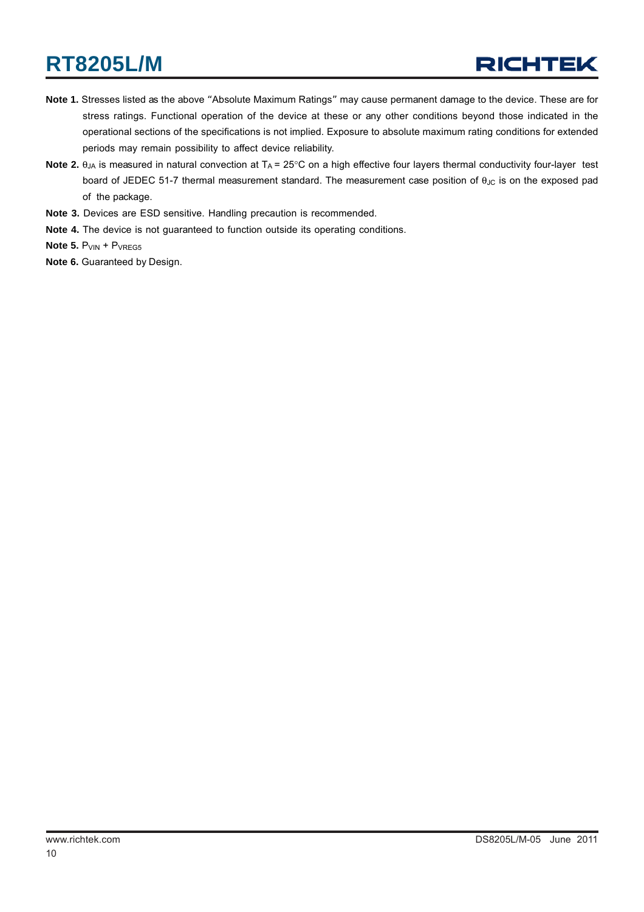**Note 1.** Stresses listed as the above "Absolute Maximum Ratings" may cause permanent damage to the device. These are for stress ratings. Functional operation of the device at these or any other conditions beyond those indicated in the operational sections of the specifications is not implied. Exposure to absolute maximum rating conditions for extended periods may remain possibility to affect device reliability.

**Note 2.** $\theta_{JA}$ is measured in natural convection at $T_A$ = 25°C on a high effective four layers thermal conductivity four-layer test board of JEDEC 51-7 thermal measurement standard. The measurement case position of $\theta_{JC}$ is on the exposed pad of the package.

**Note 3.** Devices are ESD sensitive. Handling precaution is recommended.

**Note 4.** The device is not guaranteed to function outside its operating conditions.

**Note 5.** $P_{VIN}$ + $P_{VREG5}$

**Note 6.** Guaranteed by Design.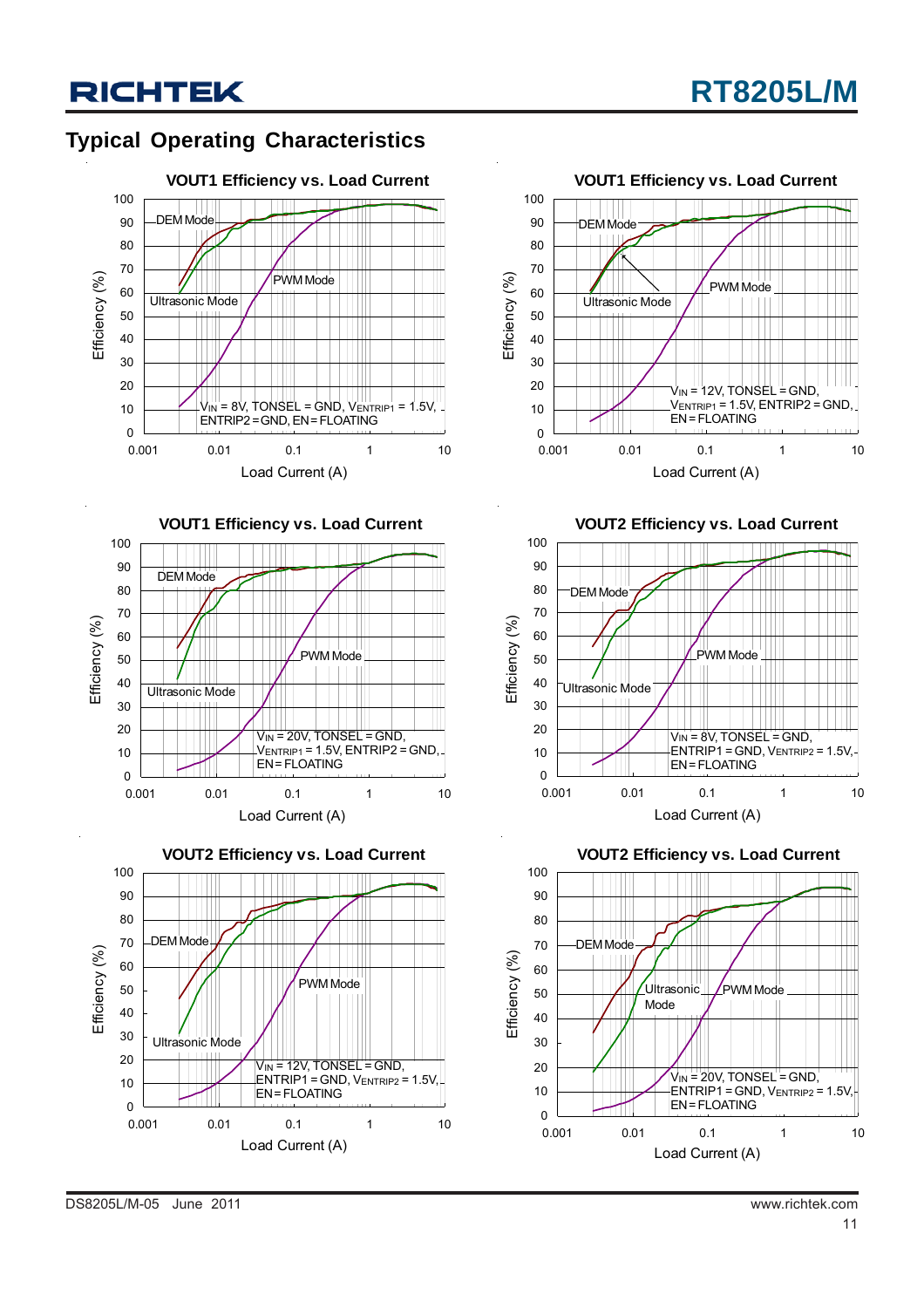## Typical Operating Characteristics

### VOUT1 Efficiency vs. Load Current

Efficiency (%) vs. Load Current (A)

DEM Mode, Ultrasonic Mode, PWM Mode

$V_{IN}$ = 8V, TONSEL = GND, $V_{ENTRIP1}$ = 1.5V, ENTRIP2 = GND, EN = FLOATING

### VOUT1 Efficiency vs. Load Current

Efficiency (%) vs. Load Current (A)

DEM Mode, Ultrasonic Mode, PWM Mode

$V_{IN}$ = 12V, TONSEL = GND, $V_{ENTRIP1}$ = 1.5V, ENTRIP2 = GND, EN = FLOATING

### VOUT1 Efficiency vs. Load Current

Efficiency (%) vs. Load Current (A)

DEM Mode, Ultrasonic Mode, PWM Mode

$V_{IN}$ = 20V, TONSEL = GND, $V_{ENTRIP1}$ = 1.5V, ENTRIP2 = GND, EN = FLOATING

### VOUT2 Efficiency vs. Load Current

Efficiency (%) vs. Load Current (A)

DEM Mode, Ultrasonic Mode, PWM Mode

$V_{IN}$ = 8V, TONSEL = GND, ENTRIP1 = GND, $V_{ENTRIP2}$ = 1.5V, EN = FLOATING

### VOUT2 Efficiency vs. Load Current

Efficiency (%) vs. Load Current (A)

DEM Mode, Ultrasonic Mode, PWM Mode

$V_{IN}$ = 12V, TONSEL = GND, ENTRIP1 = GND, $V_{ENTRIP2}$ = 1.5V, EN = FLOATING

### VOUT2 Efficiency vs. Load Current

Efficiency (%) vs. Load Current (A)

DEM Mode, Ultrasonic Mode, PWM Mode

$V_{IN}$ = 20V, TONSEL = GND, ENTRIP1 = GND, $V_{ENTRIP2}$ = 1.5V, EN = FLOATING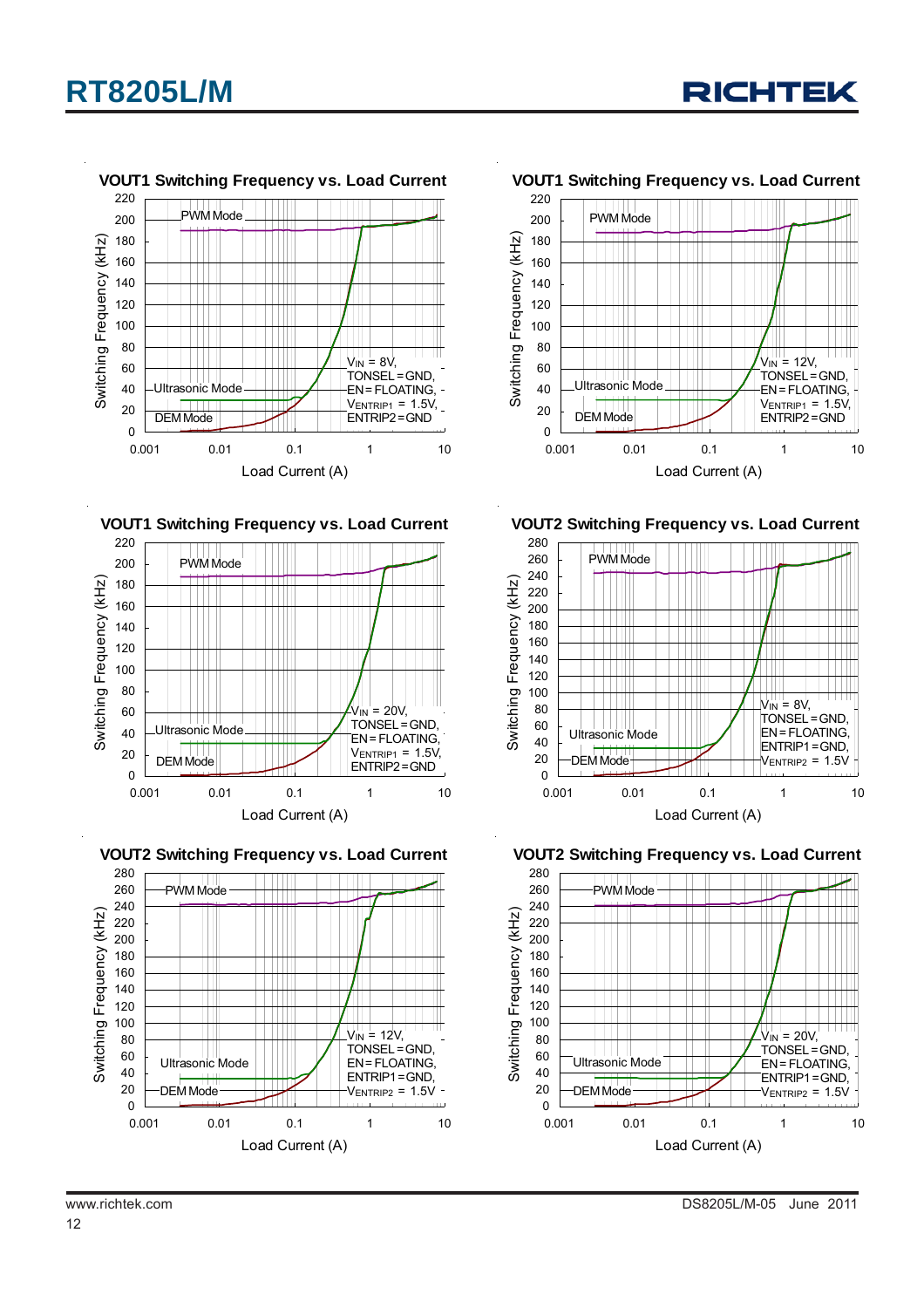VOUT1 Switching Frequency vs. Load Current

PWM Mode

Ultrasonic Mode

DEM Mode

$V_{IN}$ = 8V, TONSEL = GND, EN = FLOATING, $V_{ENTRIP1}$ = 1.5V, ENTRIP2 = GND

Switching Frequency (kHz)

Load Current (A)

VOUT1 Switching Frequency vs. Load Current

PWM Mode

Ultrasonic Mode

DEM Mode

$V_{IN}$ = 12V, TONSEL = GND, EN = FLOATING, $V_{ENTRIP1}$ = 1.5V, ENTRIP2 = GND

Switching Frequency (kHz)

Load Current (A)

VOUT1 Switching Frequency vs. Load Current

PWM Mode

Ultrasonic Mode

DEM Mode

$V_{IN}$ = 20V, TONSEL = GND, EN = FLOATING, $V_{ENTRIP1}$ = 1.5V, ENTRIP2 = GND

Switching Frequency (kHz)

Load Current (A)

VOUT2 Switching Frequency vs. Load Current

PWM Mode

Ultrasonic Mode

DEM Mode

$V_{IN}$ = 8V, TONSEL = GND, EN = FLOATING, ENTRIP1 = GND, $V_{ENTRIP2}$ = 1.5V

Switching Frequency (kHz)

Load Current (A)

VOUT2 Switching Frequency vs. Load Current

PWM Mode

Ultrasonic Mode

DEM Mode

$V_{IN}$ = 12V, TONSEL = GND, EN = FLOATING, ENTRIP1 = GND, $V_{ENTRIP2}$ = 1.5V

Switching Frequency (kHz)

Load Current (A)

VOUT2 Switching Frequency vs. Load Current

PWM Mode

Ultrasonic Mode

DEM Mode

$V_{IN}$ = 20V, TONSEL = GND, EN = FLOATING, ENTRIP1 = GND, $V_{ENTRIP2}$ = 1.5V

Switching Frequency (kHz)

Load Current (A)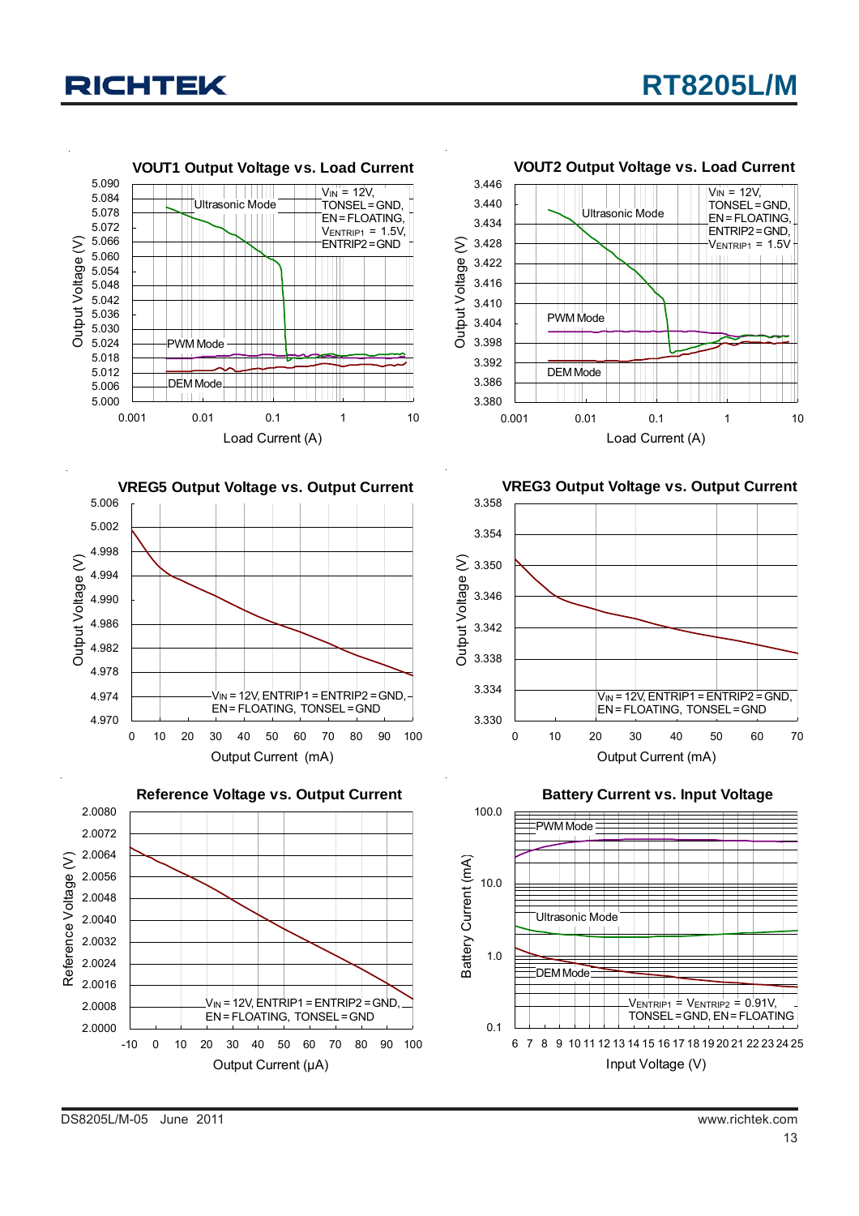### VOUT1 Output Voltage vs. Load Current

Output Voltage (V): 5.000 – 5.090; Load Current (A): 0.001 – 10

Ultrasonic Mode, PWM Mode, DEM Mode

$V_{IN}$ = 12V, TONSEL = GND, EN = FLOATING, $V_{ENTRIP1}$ = 1.5V, ENTRIP2 = GND

### VOUT2 Output Voltage vs. Load Current

Output Voltage (V): 3.380 – 3.446; Load Current (A): 0.001 – 10

Ultrasonic Mode, PWM Mode, DEM Mode

$V_{IN}$ = 12V, TONSEL = GND, EN = FLOATING, ENTRIP2 = GND, $V_{ENTRIP1}$ = 1.5V

### VREG5 Output Voltage vs. Output Current

Output Voltage (V): 4.970 – 5.006; Output Current (mA): 0 – 100

$V_{IN}$ = 12V, ENTRIP1 = ENTRIP2 = GND, EN = FLOATING, TONSEL = GND

### VREG3 Output Voltage vs. Output Current

Output Voltage (V): 3.330 – 3.358; Output Current (mA): 0 – 70

$V_{IN}$ = 12V, ENTRIP1 = ENTRIP2 = GND, EN = FLOATING, TONSEL = GND

### Reference Voltage vs. Output Current

Reference Voltage (V): 2.0000 – 2.0080; Output Current (μA): -10 – 100

$V_{IN}$ = 12V, ENTRIP1 = ENTRIP2 = GND, EN = FLOATING, TONSEL = GND

### Battery Current vs. Input Voltage

Battery Current (mA): 0.1 – 100.0; Input Voltage (V): 6 – 25

PWM Mode, Ultrasonic Mode, DEM Mode

$V_{ENTRIP1}$ = $V_{ENTRIP2}$ = 0.91V, TONSEL = GND, EN = FLOATING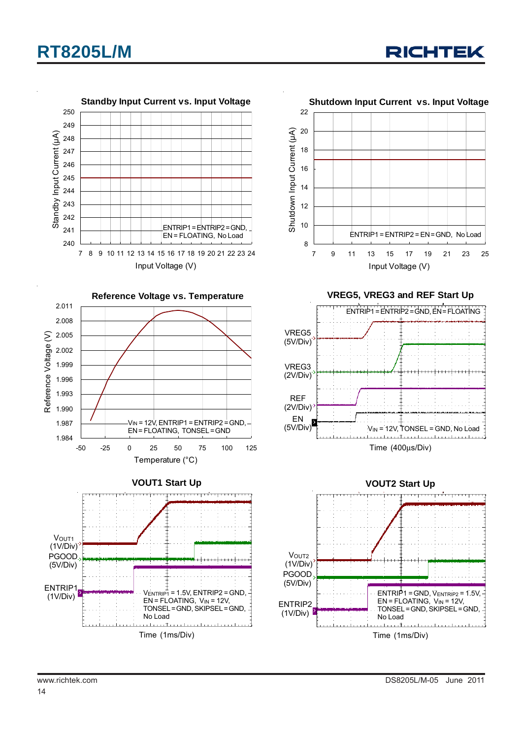**Standby Input Current vs. Input Voltage**

Standby Input Current (µA) vs. Input Voltage (V)

ENTRIP1 = ENTRIP2 = GND, EN = FLOATING, No Load

**Shutdown Input Current vs. Input Voltage**

Shutdown Input Current (µA) vs. Input Voltage (V)

ENTRIP1 = ENTRIP2 = EN = GND, No Load

**Reference Voltage vs. Temperature**

Reference Voltage (V) vs. Temperature (°C)

$V_{IN}$ = 12V, ENTRIP1 = ENTRIP2 = GND, EN = FLOATING, TONSEL = GND

**VREG5, VREG3 and REF Start Up**

ENTRIP1 = ENTRIP2 = GND, EN = FLOATING

VREG5 (5V/Div), VREG3 (2V/Div), REF (2V/Div), EN (5V/Div)

$V_{IN}$ = 12V, TONSEL = GND, No Load

Time (400µs/Div)

**VOUT1 Start Up**

$V_{OUT1}$ (1V/Div), PGOOD (5V/Div), ENTRIP1 (1V/Div)

$V_{ENTRIP1}$ = 1.5V, ENTRIP2 = GND, EN = FLOATING, $V_{IN}$ = 12V, TONSEL = GND, SKIPSEL = GND, No Load

Time (1ms/Div)

**VOUT2 Start Up**

$V_{OUT2}$ (1V/Div), PGOOD (5V/Div), ENTRIP2 (1V/Div)

ENTRIP1 = GND, $V_{ENTRIP2}$ = 1.5V, EN = FLOATING, $V_{IN}$ = 12V, TONSEL = GND, SKIPSEL = GND, No Load

Time (1ms/Div)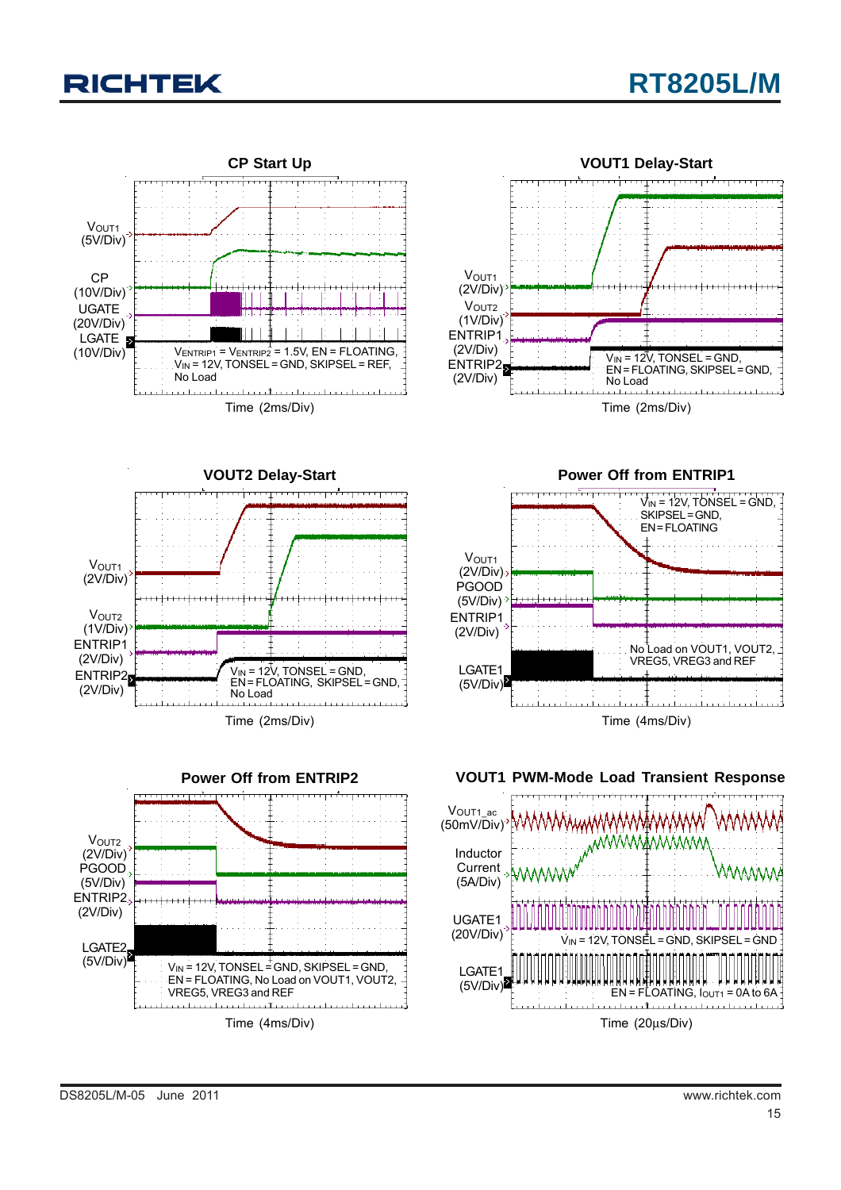### CP Start Up

$V_{OUT1}$ (5V/Div)

CP (10V/Div)

UGATE (20V/Div)

LGATE (10V/Div)

$V_{ENTRIP1} = V_{ENTRIP2}$ = 1.5V, EN = FLOATING, $V_{IN}$ = 12V, TONSEL = GND, SKIPSEL = REF, No Load

Time (2ms/Div)

### VOUT1 Delay-Start

$V_{OUT1}$ (2V/Div)

$V_{OUT2}$ (1V/Div)

ENTRIP1 (2V/Div)

ENTRIP2 (2V/Div)

$V_{IN}$ = 12V, TONSEL = GND, EN = FLOATING, SKIPSEL = GND, No Load

Time (2ms/Div)

### VOUT2 Delay-Start

$V_{OUT1}$ (2V/Div)

$V_{OUT2}$ (1V/Div)

ENTRIP1 (2V/Div)

ENTRIP2 (2V/Div)

$V_{IN}$ = 12V, TONSEL = GND, EN = FLOATING, SKIPSEL = GND, No Load

Time (2ms/Div)

### Power Off from ENTRIP1

$V_{OUT1}$ (2V/Div)

PGOOD (5V/Div)

ENTRIP1 (2V/Div)

LGATE1 (5V/Div)

$V_{IN}$ = 12V, TONSEL = GND, SKIPSEL = GND, EN = FLOATING

No Load on VOUT1, VOUT2, VREG5, VREG3 and REF

Time (4ms/Div)

### Power Off from ENTRIP2

$V_{OUT2}$ (2V/Div)

PGOOD (5V/Div)

ENTRIP2 (2V/Div)

LGATE2 (5V/Div)

$V_{IN}$ = 12V, TONSEL = GND, SKIPSEL = GND, EN = FLOATING, No Load on VOUT1, VOUT2, VREG5, VREG3 and REF

Time (4ms/Div)

### VOUT1 PWM-Mode Load Transient Response

$V_{OUT1\_ac}$ (50mV/Div)

Inductor Current (5A/Div)

UGATE1 (20V/Div)

LGATE1 (5V/Div)

$V_{IN}$ = 12V, TONSEL = GND, SKIPSEL = GND

EN = FLOATING, $I_{OUT1}$ = 0A to 6A

Time (20μs/Div)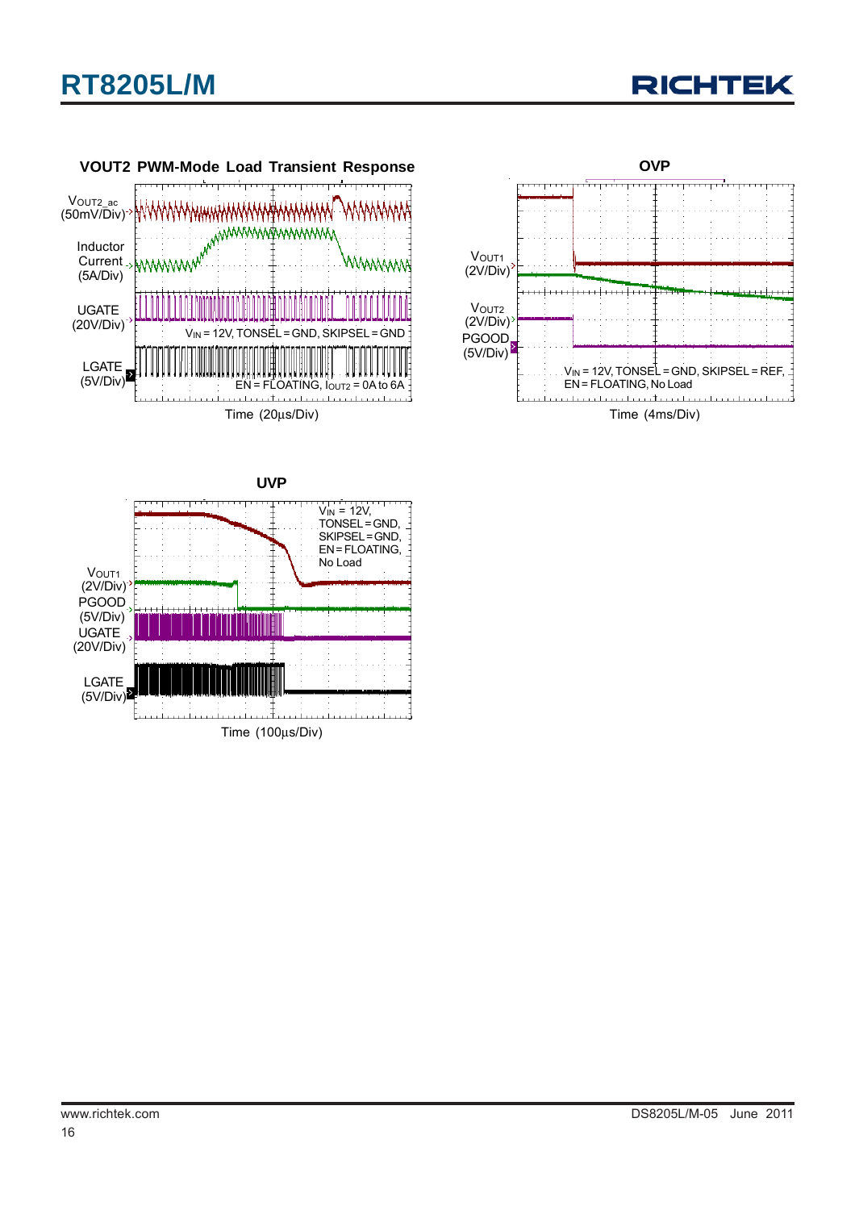**VOUT2 PWM-Mode Load Transient Response**

$V_{OUT2\_ac}$ (50mV/Div)

Inductor Current (5A/Div)

UGATE (20V/Div)

LGATE (5V/Div)

$V_{IN}$ = 12V, TONSEL = GND, SKIPSEL = GND

EN = FLOATING, $I_{OUT2}$ = 0A to 6A

Time (20μs/Div)

**OVP**

$V_{OUT1}$ (2V/Div)

$V_{OUT2}$ (2V/Div)

PGOOD (5V/Div)

$V_{IN}$ = 12V, TONSEL = GND, SKIPSEL = REF, EN = FLOATING, No Load

Time (4ms/Div)

**UVP**

$V_{OUT1}$ (2V/Div)

PGOOD (5V/Div)

UGATE (20V/Div)

LGATE (5V/Div)

$V_{IN}$ = 12V, TONSEL = GND, SKIPSEL = GND, EN = FLOATING, No Load

Time (100μs/Div)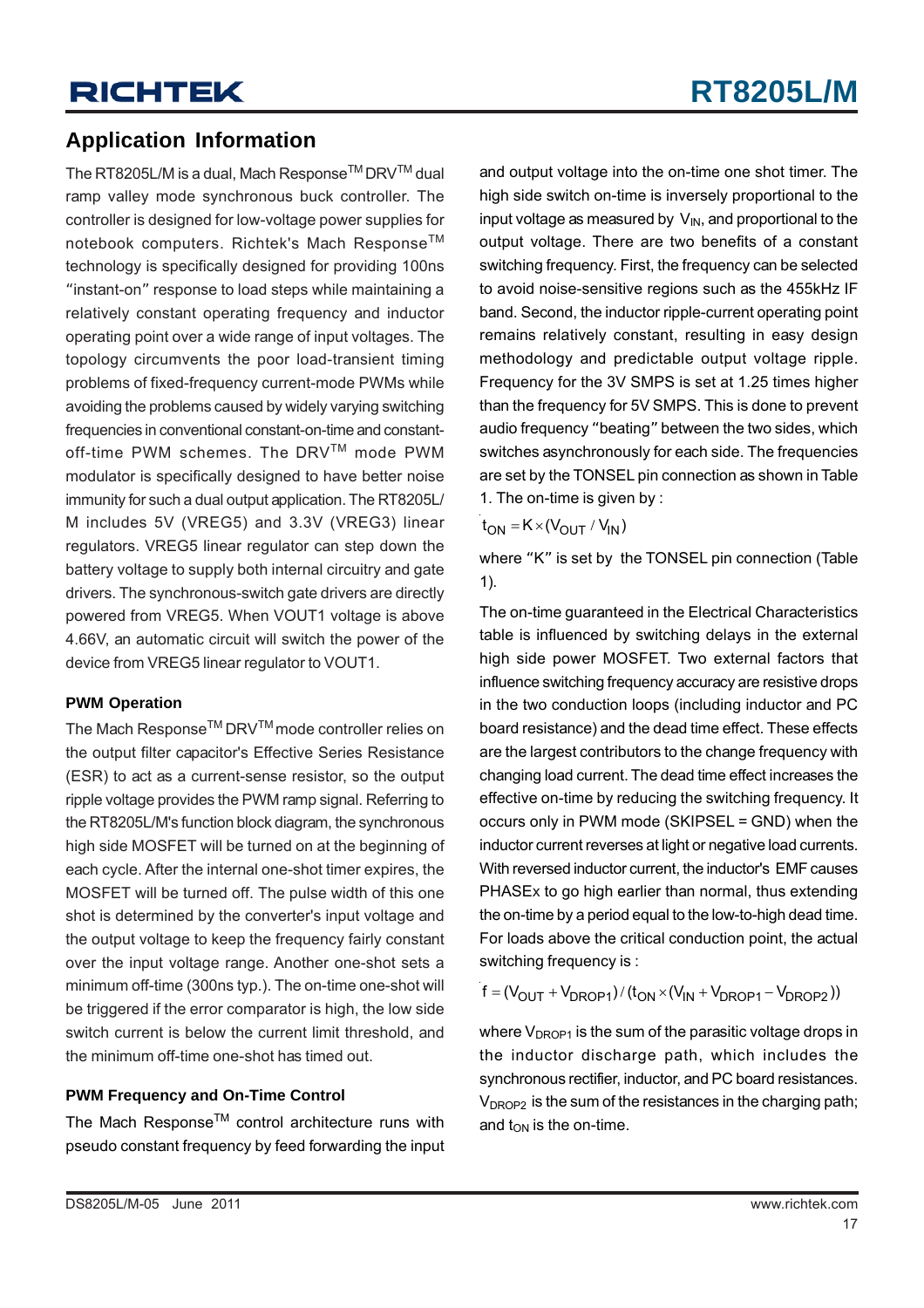## Application Information

The RT8205L/M is a dual, Mach Response[TM] DRV[TM] dual ramp valley mode synchronous buck controller. The controller is designed for low-voltage power supplies for notebook computers. Richtek's Mach Response[TM] technology is specifically designed for providing 100ns "instant-on" response to load steps while maintaining a relatively constant operating frequency and inductor operating point over a wide range of input voltages. The topology circumvents the poor load-transient timing problems of fixed-frequency current-mode PWMs while avoiding the problems caused by widely varying switching frequencies in conventional constant-on-time and constant-off-time PWM schemes. The DRV[TM] mode PWM modulator is specifically designed to have better noise immunity for such a dual output application. The RT8205L/M includes 5V (VREG5) and 3.3V (VREG3) linear regulators. VREG5 linear regulator can step down the battery voltage to supply both internal circuitry and gate drivers. The synchronous-switch gate drivers are directly powered from VREG5. When VOUT1 voltage is above 4.66V, an automatic circuit will switch the power of the device from VREG5 linear regulator to VOUT1.

### PWM Operation

The Mach Response[TM] DRV[TM] mode controller relies on the output filter capacitor's Effective Series Resistance (ESR) to act as a current-sense resistor, so the output ripple voltage provides the PWM ramp signal. Referring to the RT8205L/M's function block diagram, the synchronous high side MOSFET will be turned on at the beginning of each cycle. After the internal one-shot timer expires, the MOSFET will be turned off. The pulse width of this one shot is determined by the converter's input voltage and the output voltage to keep the frequency fairly constant over the input voltage range. Another one-shot sets a minimum off-time (300ns typ.). The on-time one-shot will be triggered if the error comparator is high, the low side switch current is below the current limit threshold, and the minimum off-time one-shot has timed out.

### PWM Frequency and On-Time Control

The Mach Response[TM] control architecture runs with pseudo constant frequency by feed forwarding the input and output voltage into the on-time one shot timer. The high side switch on-time is inversely proportional to the input voltage as measured by $V_{IN}$, and proportional to the output voltage. There are two benefits of a constant switching frequency. First, the frequency can be selected to avoid noise-sensitive regions such as the 455kHz IF band. Second, the inductor ripple-current operating point remains relatively constant, resulting in easy design methodology and predictable output voltage ripple. Frequency for the 3V SMPS is set at 1.25 times higher than the frequency for 5V SMPS. This is done to prevent audio frequency "beating" between the two sides, which switches asynchronously for each side. The frequencies are set by the TONSEL pin connection as shown in Table 1. The on-time is given by :

$$t_{ON} = K \times (V_{OUT} / V_{IN})$$

where "K" is set by the TONSEL pin connection (Table 1).

The on-time guaranteed in the Electrical Characteristics table is influenced by switching delays in the external high side power MOSFET. Two external factors that influence switching frequency accuracy are resistive drops in the two conduction loops (including inductor and PC board resistance) and the dead time effect. These effects are the largest contributors to the change frequency with changing load current. The dead time effect increases the effective on-time by reducing the switching frequency. It occurs only in PWM mode (SKIPSEL = GND) when the inductor current reverses at light or negative load currents. With reversed inductor current, the inductor's EMF causes PHASEx to go high earlier than normal, thus extending the on-time by a period equal to the low-to-high dead time. For loads above the critical conduction point, the actual switching frequency is :

$$f = (V_{OUT} + V_{DROP1}) / (t_{ON} \times (V_{IN} + V_{DROP1} - V_{DROP2}))$$

where $V_{DROP1}$ is the sum of the parasitic voltage drops in the inductor discharge path, which includes the synchronous rectifier, inductor, and PC board resistances. $V_{DROP2}$ is the sum of the resistances in the charging path; and $t_{ON}$ is the on-time.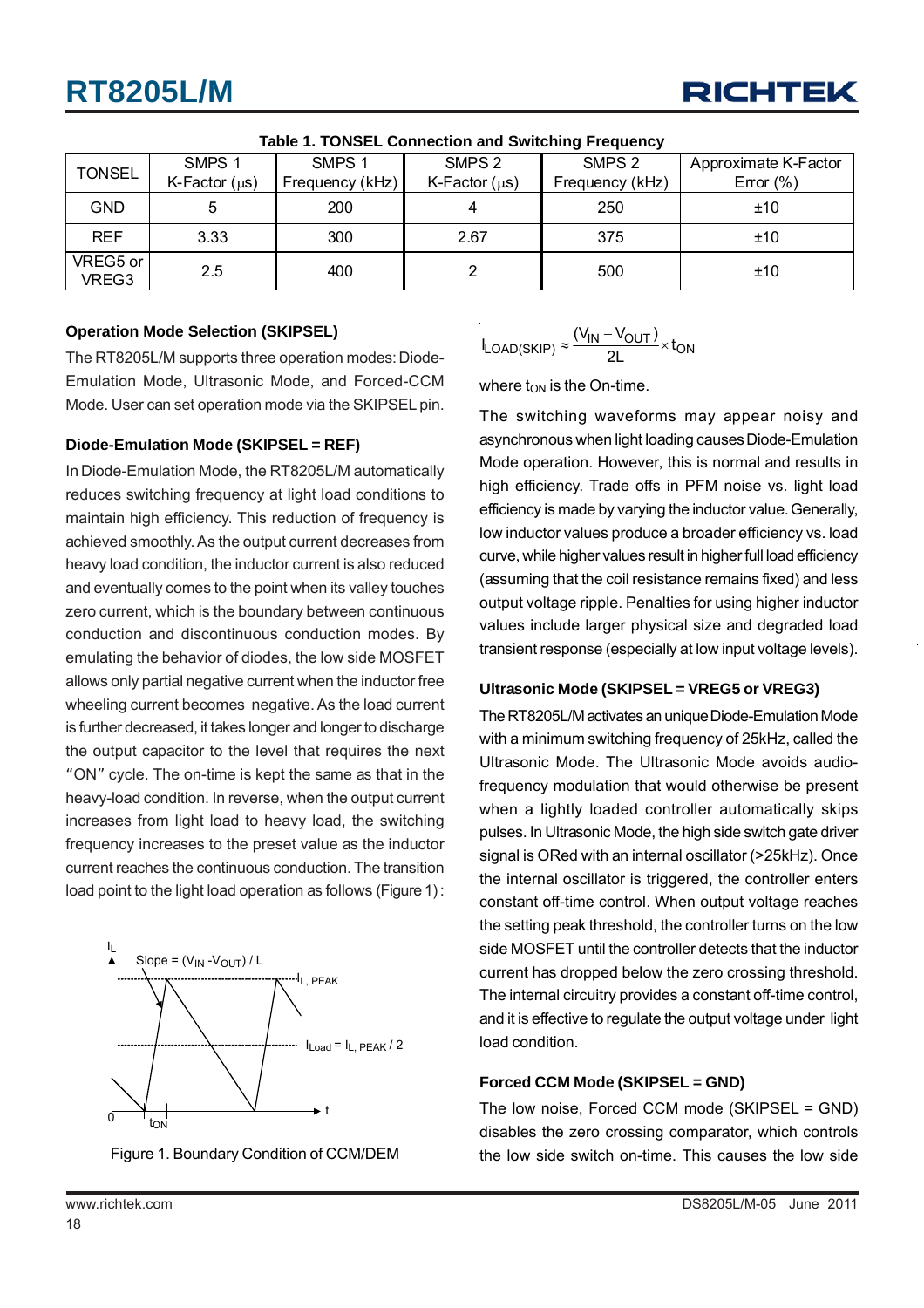Table 1. TONSEL Connection and Switching Frequency

| TONSEL | SMPS 1 K-Factor (μs) | SMPS 1 Frequency (kHz) | SMPS 2 K-Factor (μs) | SMPS 2 Frequency (kHz) | Approximate K-Factor Error (%) |
|---|---|---|---|---|---|
| GND | 5 | 200 | 4 | 250 | ±10 |
| REF | 3.33 | 300 | 2.67 | 375 | ±10 |
| VREG5 or VREG3 | 2.5 | 400 | 2 | 500 | ±10 |

### Operation Mode Selection (SKIPSEL)

The RT8205L/M supports three operation modes: Diode-Emulation Mode, Ultrasonic Mode, and Forced-CCM Mode. User can set operation mode via the SKIPSEL pin.

### Diode-Emulation Mode (SKIPSEL = REF)

In Diode-Emulation Mode, the RT8205L/M automatically reduces switching frequency at light load conditions to maintain high efficiency. This reduction of frequency is achieved smoothly. As the output current decreases from heavy load condition, the inductor current is also reduced and eventually comes to the point when its valley touches zero current, which is the boundary between continuous conduction and discontinuous conduction modes. By emulating the behavior of diodes, the low side MOSFET allows only partial negative current when the inductor free wheeling current becomes negative. As the load current is further decreased, it takes longer and longer to discharge the output capacitor to the level that requires the next "ON" cycle. The on-time is kept the same as that in the heavy-load condition. In reverse, when the output current increases from light load to heavy load, the switching frequency increases to the preset value as the inductor current reaches the continuous conduction. The transition load point to the light load operation as follows (Figure 1) :

Figure 1. Boundary Condition of CCM/DEM

$$I_{LOAD(SKIP)} \approx \frac{(V_{IN} - V_{OUT})}{2L} \times t_{ON}$$

where $t_{ON}$ is the On-time.

The switching waveforms may appear noisy and asynchronous when light loading causes Diode-Emulation Mode operation. However, this is normal and results in high efficiency. Trade offs in PFM noise vs. light load efficiency is made by varying the inductor value. Generally, low inductor values produce a broader efficiency vs. load curve, while higher values result in higher full load efficiency (assuming that the coil resistance remains fixed) and less output voltage ripple. Penalties for using higher inductor values include larger physical size and degraded load transient response (especially at low input voltage levels).

### Ultrasonic Mode (SKIPSEL = VREG5 or VREG3)

The RT8205L/M activates an unique Diode-Emulation Mode with a minimum switching frequency of 25kHz, called the Ultrasonic Mode. The Ultrasonic Mode avoids audio-frequency modulation that would otherwise be present when a lightly loaded controller automatically skips pulses. In Ultrasonic Mode, the high side switch gate driver signal is ORed with an internal oscillator (>25kHz). Once the internal oscillator is triggered, the controller enters constant off-time control. When output voltage reaches the setting peak threshold, the controller turns on the low side MOSFET until the controller detects that the inductor current has dropped below the zero crossing threshold. The internal circuitry provides a constant off-time control, and it is effective to regulate the output voltage under light load condition.

### Forced CCM Mode (SKIPSEL = GND)

The low noise, Forced CCM mode (SKIPSEL = GND) disables the zero crossing comparator, which controls the low side switch on-time. This causes the low side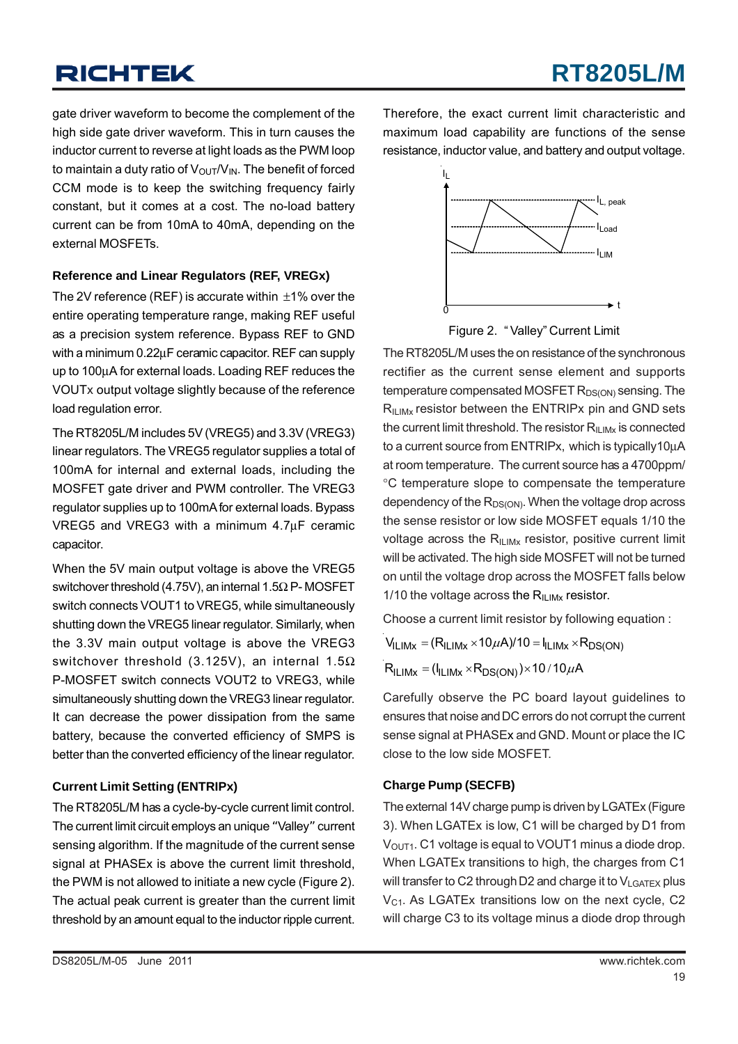gate driver waveform to become the complement of the high side gate driver waveform. This in turn causes the inductor current to reverse at light loads as the PWM loop to maintain a duty ratio of $V_{OUT}/V_{IN}$. The benefit of forced CCM mode is to keep the switching frequency fairly constant, but it comes at a cost. The no-load battery current can be from 10mA to 40mA, depending on the external MOSFETs.

### Reference and Linear Regulators (REF, VREGx)

The 2V reference (REF) is accurate within ±1% over the entire operating temperature range, making REF useful as a precision system reference. Bypass REF to GND with a minimum 0.22μF ceramic capacitor. REF can supply up to 100μA for external loads. Loading REF reduces the VOUTx output voltage slightly because of the reference load regulation error.

The RT8205L/M includes 5V (VREG5) and 3.3V (VREG3) linear regulators. The VREG5 regulator supplies a total of 100mA for internal and external loads, including the MOSFET gate driver and PWM controller. The VREG3 regulator supplies up to 100mA for external loads. Bypass VREG5 and VREG3 with a minimum 4.7μF ceramic capacitor.

When the 5V main output voltage is above the VREG5 switchover threshold (4.75V), an internal 1.5Ω P- MOSFET switch connects VOUT1 to VREG5, while simultaneously shutting down the VREG5 linear regulator. Similarly, when the 3.3V main output voltage is above the VREG3 switchover threshold (3.125V), an internal 1.5Ω P-MOSFET switch connects VOUT2 to VREG3, while simultaneously shutting down the VREG3 linear regulator. It can decrease the power dissipation from the same battery, because the converted efficiency of SMPS is better than the converted efficiency of the linear regulator.

### Current Limit Setting (ENTRIPx)

The RT8205L/M has a cycle-by-cycle current limit control. The current limit circuit employs an unique "Valley" current sensing algorithm. If the magnitude of the current sense signal at PHASEx is above the current limit threshold, the PWM is not allowed to initiate a new cycle (Figure 2). The actual peak current is greater than the current limit threshold by an amount equal to the inductor ripple current.

Therefore, the exact current limit characteristic and maximum load capability are functions of the sense resistance, inductor value, and battery and output voltage.

Figure 2. "Valley" Current Limit

The RT8205L/M uses the on resistance of the synchronous rectifier as the current sense element and supports temperature compensated MOSFET $R_{DS(ON)}$ sensing. The $R_{ILIMx}$ resistor between the ENTRIPx pin and GND sets the current limit threshold. The resistor $R_{ILIMx}$ is connected to a current source from ENTRIPx, which is typically 10μA at room temperature. The current source has a 4700ppm/°C temperature slope to compensate the temperature dependency of the $R_{DS(ON)}$. When the voltage drop across the sense resistor or low side MOSFET equals 1/10 the voltage across the $R_{ILIMx}$ resistor, positive current limit will be activated. The high side MOSFET will not be turned on until the voltage drop across the MOSFET falls below 1/10 the voltage across the $R_{ILIMx}$ resistor.

Choose a current limit resistor by following equation :

$$V_{ILIMx} = (R_{ILIMx} \times 10\mu A)/10 = I_{ILIMx} \times R_{DS(ON)}$$

$$R_{ILIMx} = (I_{ILIMx} \times R_{DS(ON)}) \times 10 / 10\mu A$$

Carefully observe the PC board layout guidelines to ensures that noise and DC errors do not corrupt the current sense signal at PHASEx and GND. Mount or place the IC close to the low side MOSFET.

### Charge Pump (SECFB)

The external 14V charge pump is driven by LGATEx (Figure 3). When LGATEx is low, C1 will be charged by D1 from $V_{OUT1}$. C1 voltage is equal to VOUT1 minus a diode drop. When LGATEx transitions to high, the charges from C1 will transfer to C2 through D2 and charge it to $V_{LGATEX}$ plus $V_{C1}$. As LGATEx transitions low on the next cycle, C2 will charge C3 to its voltage minus a diode drop through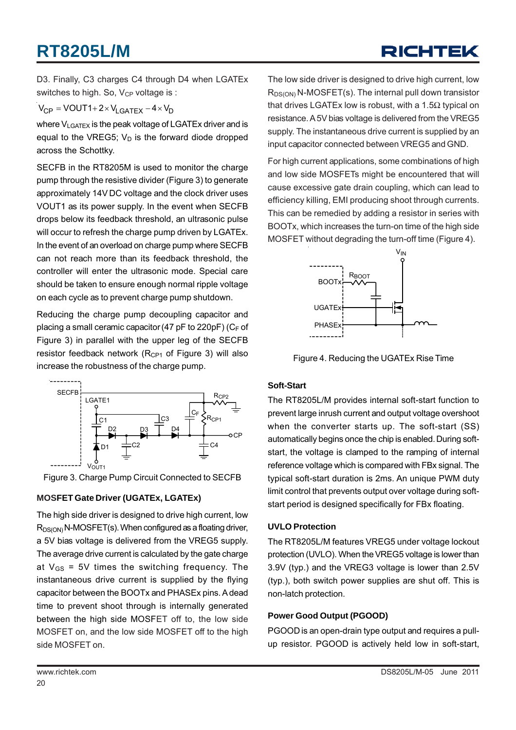D3. Finally, C3 charges C4 through D4 when LGATEx switches to high. So, $V_{CP}$ voltage is :

$$V_{CP} = VOUT1 + 2 \times V_{LGATEX} - 4 \times V_D$$

where $V_{LGATEX}$ is the peak voltage of LGATEx driver and is equal to the VREG5; $V_D$ is the forward diode dropped across the Schottky.

SECFB in the RT8205M is used to monitor the charge pump through the resistive divider (Figure 3) to generate approximately 14V DC voltage and the clock driver uses VOUT1 as its power supply. In the event when SECFB drops below its feedback threshold, an ultrasonic pulse will occur to refresh the charge pump driven by LGATEx. In the event of an overload on charge pump where SECFB can not reach more than its feedback threshold, the controller will enter the ultrasonic mode. Special care should be taken to ensure enough normal ripple voltage on each cycle as to prevent charge pump shutdown.

Reducing the charge pump decoupling capacitor and placing a small ceramic capacitor (47 pF to 220pF) ($C_F$ of Figure 3) in parallel with the upper leg of the SECFB resistor feedback network ($R_{CP1}$ of Figure 3) will also increase the robustness of the charge pump.

Figure 3. Charge Pump Circuit Connected to SECFB

### MOSFET Gate Driver (UGATEx, LGATEx)

The high side driver is designed to drive high current, low $R_{DS(ON)}$ N-MOSFET(s). When configured as a floating driver, a 5V bias voltage is delivered from the VREG5 supply. The average drive current is calculated by the gate charge at $V_{GS}$ = 5V times the switching frequency. The instantaneous drive current is supplied by the flying capacitor between the BOOTx and PHASEx pins. A dead time to prevent shoot through is internally generated between the high side MOSFET off to, the low side MOSFET on, and the low side MOSFET off to the high side MOSFET on.

The low side driver is designed to drive high current, low $R_{DS(ON)}$ N-MOSFET(s). The internal pull down transistor that drives LGATEx low is robust, with a 1.5Ω typical on resistance. A 5V bias voltage is delivered from the VREG5 supply. The instantaneous drive current is supplied by an input capacitor connected between VREG5 and GND.

For high current applications, some combinations of high and low side MOSFETs might be encountered that will cause excessive gate drain coupling, which can lead to efficiency killing, EMI producing shoot through currents. This can be remedied by adding a resistor in series with BOOTx, which increases the turn-on time of the high side MOSFET without degrading the turn-off time (Figure 4).

Figure 4. Reducing the UGATEx Rise Time

### Soft-Start

The RT8205L/M provides internal soft-start function to prevent large inrush current and output voltage overshoot when the converter starts up. The soft-start (SS) automatically begins once the chip is enabled. During soft-start, the voltage is clamped to the ramping of internal reference voltage which is compared with FBx signal. The typical soft-start duration is 2ms. An unique PWM duty limit control that prevents output over voltage during soft-start period is designed specifically for FBx floating.

### UVLO Protection

The RT8205L/M features VREG5 under voltage lockout protection (UVLO). When the VREG5 voltage is lower than 3.9V (typ.) and the VREG3 voltage is lower than 2.5V (typ.), both switch power supplies are shut off. This is non-latch protection.

### Power Good Output (PGOOD)

PGOOD is an open-drain type output and requires a pull-up resistor. PGOOD is actively held low in soft-start,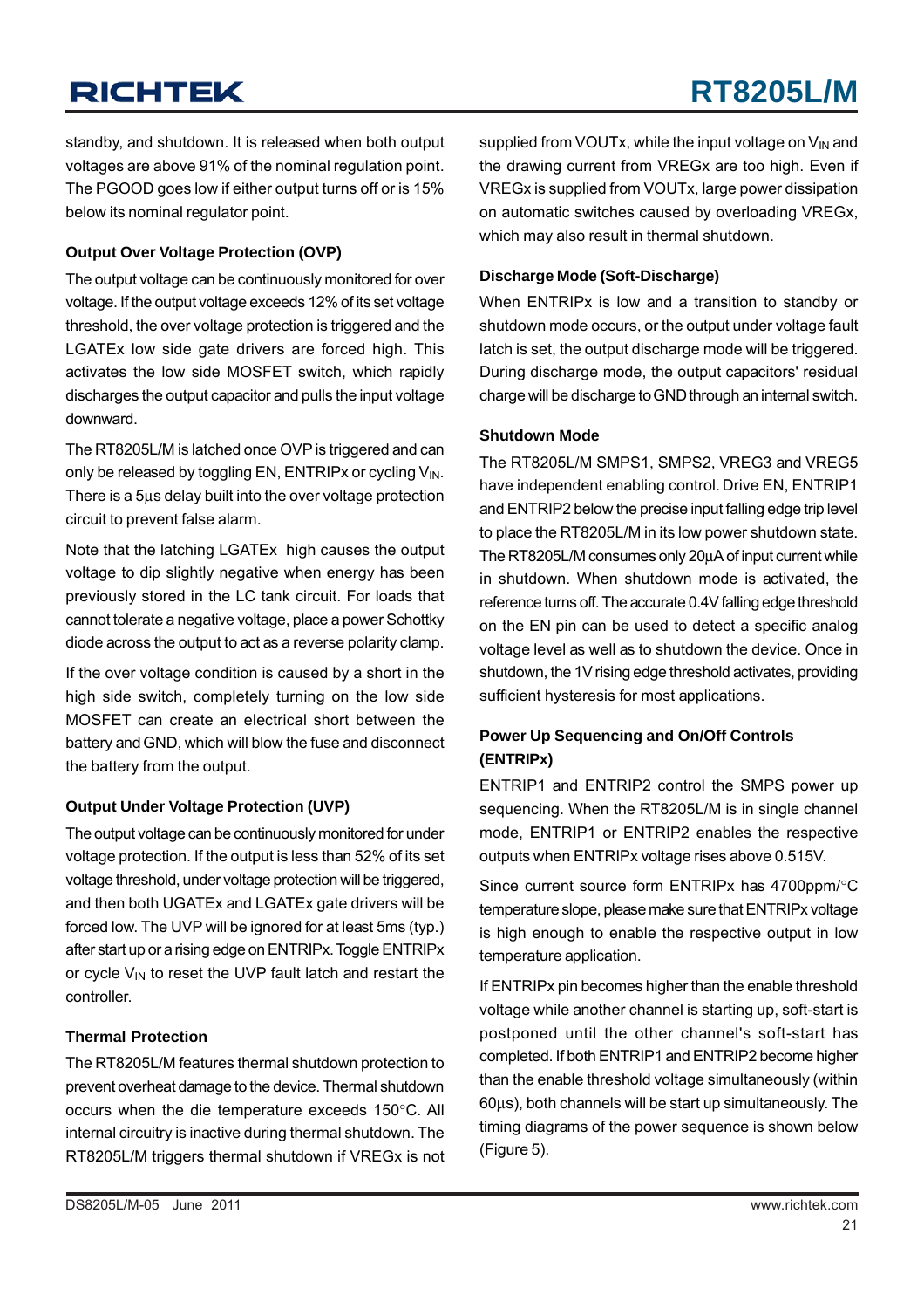standby, and shutdown. It is released when both output voltages are above 91% of the nominal regulation point. The PGOOD goes low if either output turns off or is 15% below its nominal regulator point.

### Output Over Voltage Protection (OVP)

The output voltage can be continuously monitored for over voltage. If the output voltage exceeds 12% of its set voltage threshold, the over voltage protection is triggered and the LGATEx low side gate drivers are forced high. This activates the low side MOSFET switch, which rapidly discharges the output capacitor and pulls the input voltage downward.

The RT8205L/M is latched once OVP is triggered and can only be released by toggling EN, ENTRIPx or cycling $V_{IN}$. There is a 5μs delay built into the over voltage protection circuit to prevent false alarm.

Note that the latching LGATEx high causes the output voltage to dip slightly negative when energy has been previously stored in the LC tank circuit. For loads that cannot tolerate a negative voltage, place a power Schottky diode across the output to act as a reverse polarity clamp.

If the over voltage condition is caused by a short in the high side switch, completely turning on the low side MOSFET can create an electrical short between the battery and GND, which will blow the fuse and disconnect the battery from the output.

### Output Under Voltage Protection (UVP)

The output voltage can be continuously monitored for under voltage protection. If the output is less than 52% of its set voltage threshold, under voltage protection will be triggered, and then both UGATEx and LGATEx gate drivers will be forced low. The UVP will be ignored for at least 5ms (typ.) after start up or a rising edge on ENTRIPx. Toggle ENTRIPx or cycle $V_{IN}$ to reset the UVP fault latch and restart the controller.

### Thermal Protection

The RT8205L/M features thermal shutdown protection to prevent overheat damage to the device. Thermal shutdown occurs when the die temperature exceeds 150°C. All internal circuitry is inactive during thermal shutdown. The RT8205L/M triggers thermal shutdown if VREGx is not supplied from VOUTx, while the input voltage on $V_{IN}$ and the drawing current from VREGx are too high. Even if VREGx is supplied from VOUTx, large power dissipation on automatic switches caused by overloading VREGx, which may also result in thermal shutdown.

### Discharge Mode (Soft-Discharge)

When ENTRIPx is low and a transition to standby or shutdown mode occurs, or the output under voltage fault latch is set, the output discharge mode will be triggered. During discharge mode, the output capacitors' residual charge will be discharge to GND through an internal switch.

### Shutdown Mode

The RT8205L/M SMPS1, SMPS2, VREG3 and VREG5 have independent enabling control. Drive EN, ENTRIP1 and ENTRIP2 below the precise input falling edge trip level to place the RT8205L/M in its low power shutdown state. The RT8205L/M consumes only 20μA of input current while in shutdown. When shutdown mode is activated, the reference turns off. The accurate 0.4V falling edge threshold on the EN pin can be used to detect a specific analog voltage level as well as to shutdown the device. Once in shutdown, the 1V rising edge threshold activates, providing sufficient hysteresis for most applications.

### Power Up Sequencing and On/Off Controls (ENTRIPx)

ENTRIP1 and ENTRIP2 control the SMPS power up sequencing. When the RT8205L/M is in single channel mode, ENTRIP1 or ENTRIP2 enables the respective outputs when ENTRIPx voltage rises above 0.515V.

Since current source form ENTRIPx has 4700ppm/°C temperature slope, please make sure that ENTRIPx voltage is high enough to enable the respective output in low temperature application.

If ENTRIPx pin becomes higher than the enable threshold voltage while another channel is starting up, soft-start is postponed until the other channel's soft-start has completed. If both ENTRIP1 and ENTRIP2 become higher than the enable threshold voltage simultaneously (within 60μs), both channels will be start up simultaneously. The timing diagrams of the power sequence is shown below (Figure 5).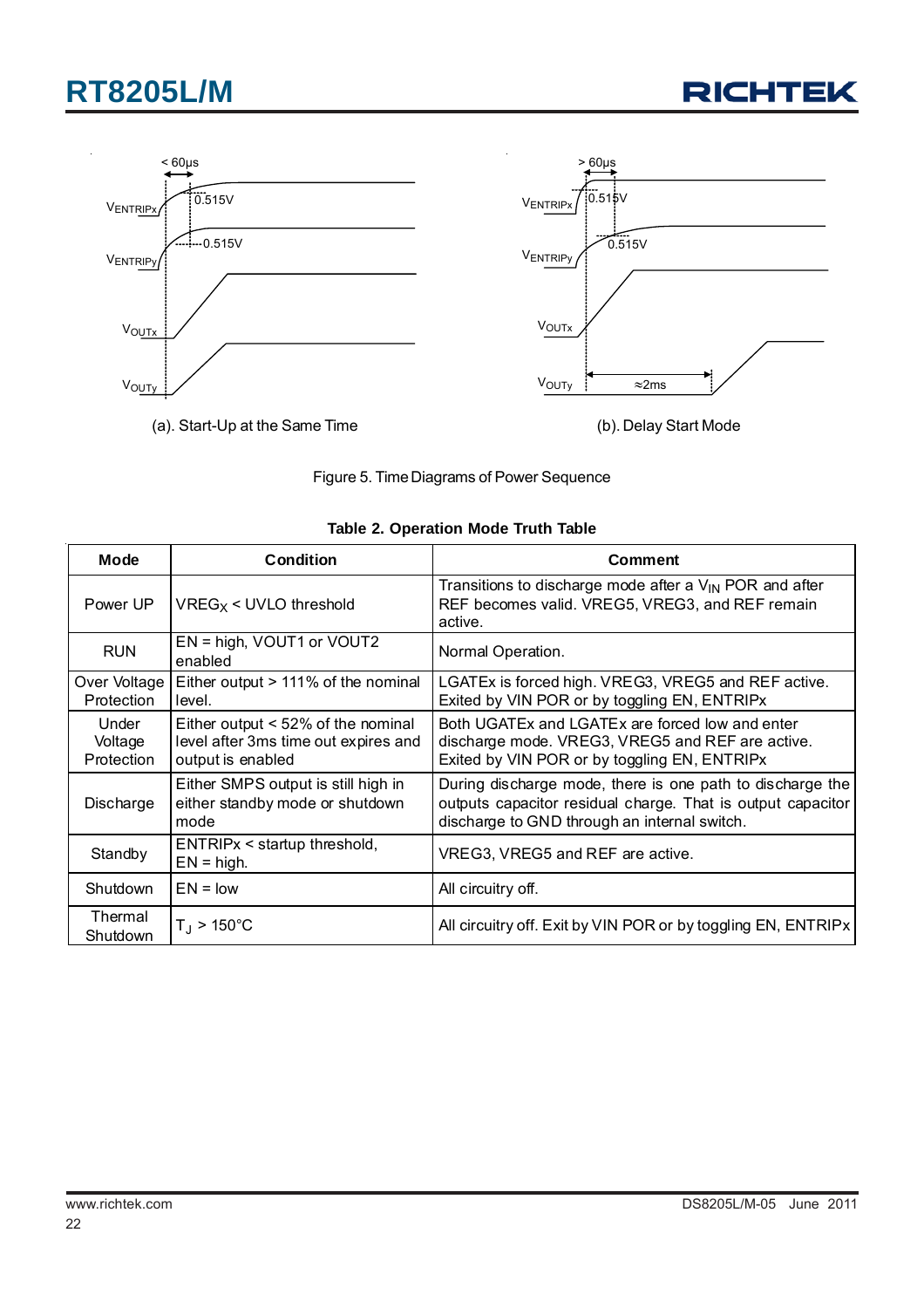< 60μs

$V_{ENTRIPx}$ 0.515V

$V_{ENTRIPy}$ 0.515V

$V_{OUTx}$

$V_{OUTy}$

(a). Start-Up at the Same Time

> 60μs

$V_{ENTRIPx}$ 0.515V

$V_{ENTRIPy}$ 0.515V

$V_{OUTx}$

$V_{OUTy}$ ≈2ms

(b). Delay Start Mode

Figure 5. Time Diagrams of Power Sequence

**Table 2. Operation Mode Truth Table**

| Mode | Condition | Comment |
|---|---|---|
| Power UP | $VREG_X$ < UVLO threshold | Transitions to discharge mode after a $V_{IN}$ POR and after REF becomes valid. VREG5, VREG3, and REF remain active. |
| RUN | EN = high, VOUT1 or VOUT2 enabled | Normal Operation. |
| Over Voltage Protection | Either output > 111% of the nominal level. | LGATEx is forced high. VREG3, VREG5 and REF active. Exited by VIN POR or by toggling EN, ENTRIPx |
| Under Voltage Protection | Either output < 52% of the nominal level after 3ms time out expires and output is enabled | Both UGATEx and LGATEx are forced low and enter discharge mode. VREG3, VREG5 and REF are active. Exited by VIN POR or by toggling EN, ENTRIPx |
| Discharge | Either SMPS output is still high in either standby mode or shutdown mode | During discharge mode, there is one path to discharge the outputs capacitor residual charge. That is output capacitor discharge to GND through an internal switch. |
| Standby | ENTRIPx < startup threshold, EN = high. | VREG3, VREG5 and REF are active. |
| Shutdown | EN = low | All circuitry off. |
| Thermal Shutdown | $T_J$ > 150°C | All circuitry off. Exit by VIN POR or by toggling EN, ENTRIPx |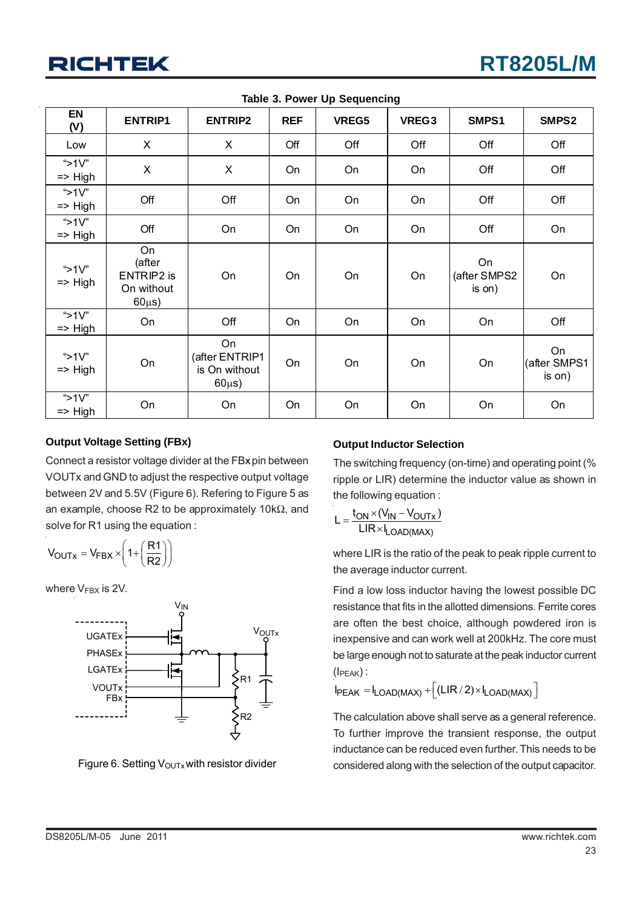Table 3. Power Up Sequencing

| EN (V) | ENTRIP1 | ENTRIP2 | REF | VREG5 | VREG3 | SMPS1 | SMPS2 |
|---|---|---|---|---|---|---|---|
| Low | X | X | Off | Off | Off | Off | Off |
| ">1V" => High | X | X | On | On | On | Off | Off |
| ">1V" => High | Off | Off | On | On | On | Off | Off |
| ">1V" => High | Off | On | On | On | On | Off | On |
| ">1V" => High | On (after ENTRIP2 is On without 60μs) | On | On | On | On | On (after SMPS2 is on) | On |
| ">1V" => High | On | Off | On | On | On | On | Off |
| ">1V" => High | On | On (after ENTRIP1 is On without 60μs) | On | On | On | On | On (after SMPS1 is on) |
| ">1V" => High | On | On | On | On | On | On | On |

### Output Voltage Setting (FBx)

Connect a resistor voltage divider at the FBx pin between VOUTx and GND to adjust the respective output voltage between 2V and 5.5V (Figure 6). Refering to Figure 5 as an example, choose R2 to be approximately 10kΩ, and solve for R1 using the equation :

$$V_{OUTx} = V_{FBX} \times \left(1 + \left(\frac{R1}{R2}\right)\right)$$

where $V_{FBX}$ is 2V.

Figure 6. Setting $V_{OUTx}$ with resistor divider

### Output Inductor Selection

The switching frequency (on-time) and operating point (% ripple or LIR) determine the inductor value as shown in the following equation :

$$L = \frac{t_{ON} \times (V_{IN} - V_{OUTx})}{LIR \times I_{LOAD(MAX)}}$$

where LIR is the ratio of the peak to peak ripple current to the average inductor current.

Find a low loss inductor having the lowest possible DC resistance that fits in the allotted dimensions. Ferrite cores are often the best choice, although powdered iron is inexpensive and can work well at 200kHz. The core must be large enough not to saturate at the peak inductor current ($I_{PEAK}$) :

$$I_{PEAK} = I_{LOAD(MAX)} + \left[(LIR / 2) \times I_{LOAD(MAX)}\right]$$

The calculation above shall serve as a general reference. To further improve the transient response, the output inductance can be reduced even further. This needs to be considered along with the selection of the output capacitor.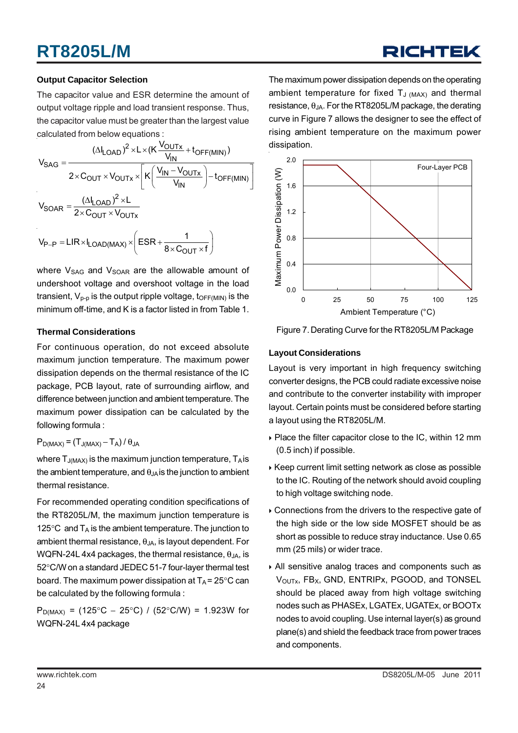## Output Capacitor Selection

The capacitor value and ESR determine the amount of output voltage ripple and load transient response. Thus, the capacitor value must be greater than the largest value calculated from below equations :

$$V_{SAG} = \frac{(\Delta I_{LOAD})^2 \times L \times \left(K \frac{V_{OUTx}}{V_{IN}} + t_{OFF(MIN)}\right)}{2 \times C_{OUT} \times V_{OUTx} \times \left[K\left(\frac{V_{IN} - V_{OUTx}}{V_{IN}}\right) - t_{OFF(MIN)}\right]}$$

$$V_{SOAR} = \frac{(\Delta I_{LOAD})^2 \times L}{2 \times C_{OUT} \times V_{OUTx}}$$

$$V_{P-P} = LIR \times I_{LOAD(MAX)} \times \left(ESR + \frac{1}{8 \times C_{OUT} \times f}\right)$$

where $V_{SAG}$ and $V_{SOAR}$ are the allowable amount of undershoot voltage and overshoot voltage in the load transient, $V_{p\text{-}p}$ is the output ripple voltage, $t_{OFF(MIN)}$ is the minimum off-time, and K is a factor listed in from Table 1.

## Thermal Considerations

For continuous operation, do not exceed absolute maximum junction temperature. The maximum power dissipation depends on the thermal resistance of the IC package, PCB layout, rate of surrounding airflow, and difference between junction and ambient temperature. The maximum power dissipation can be calculated by the following formula :

$P_{D(MAX)} = (T_{J(MAX)} - T_A) / \theta_{JA}$

where $T_{J(MAX)}$ is the maximum junction temperature, $T_A$ is the ambient temperature, and $\theta_{JA}$ is the junction to ambient thermal resistance.

For recommended operating condition specifications of the RT8205L/M, the maximum junction temperature is 125°C and $T_A$ is the ambient temperature. The junction to ambient thermal resistance, $\theta_{JA}$, is layout dependent. For WQFN-24L 4x4 packages, the thermal resistance, $\theta_{JA}$, is 52°C/W on a standard JEDEC 51-7 four-layer thermal test board. The maximum power dissipation at $T_A$ = 25°C can be calculated by the following formula :

$P_{D(MAX)}$ = (125°C − 25°C) / (52°C/W) = 1.923W for WQFN-24L 4x4 package

The maximum power dissipation depends on the operating ambient temperature for fixed $T_{J(MAX)}$ and thermal resistance, $\theta_{JA}$. For the RT8205L/M package, the derating curve in Figure 7 allows the designer to see the effect of rising ambient temperature on the maximum power dissipation.

Figure 7. Derating Curve for the RT8205L/M Package

## Layout Considerations

Layout is very important in high frequency switching converter designs, the PCB could radiate excessive noise and contribute to the converter instability with improper layout. Certain points must be considered before starting a layout using the RT8205L/M.

- Place the filter capacitor close to the IC, within 12 mm (0.5 inch) if possible.
- Keep current limit setting network as close as possible to the IC. Routing of the network should avoid coupling to high voltage switching node.
- Connections from the drivers to the respective gate of the high side or the low side MOSFET should be as short as possible to reduce stray inductance. Use 0.65 mm (25 mils) or wider trace.
- All sensitive analog traces and components such as $V_{OUTx}$, $FB_X$, GND, ENTRIPx, PGOOD, and TONSEL should be placed away from high voltage switching nodes such as PHASEx, LGATEx, UGATEx, or BOOTx nodes to avoid coupling. Use internal layer(s) as ground plane(s) and shield the feedback trace from power traces and components.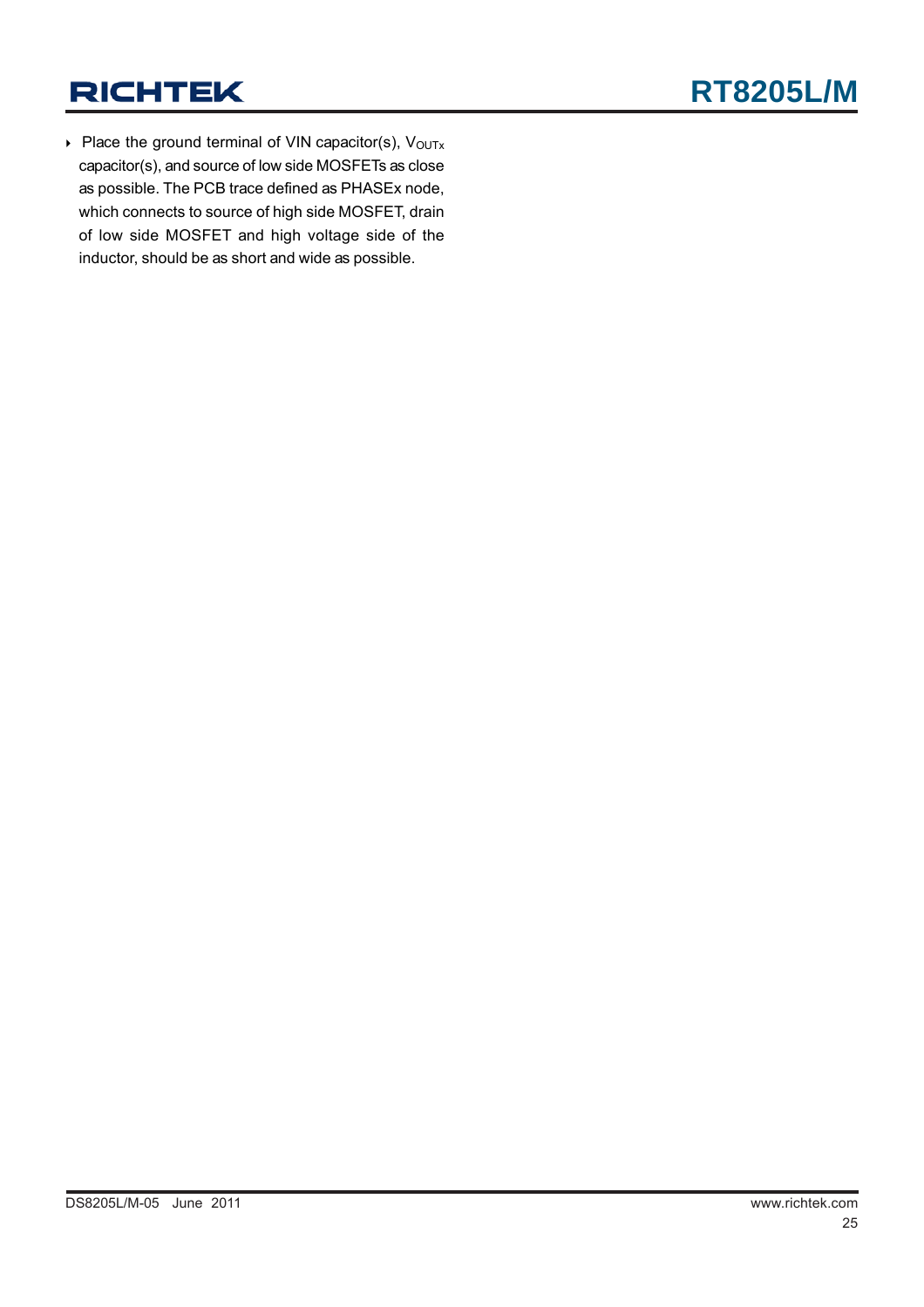- Place the ground terminal of VIN capacitor(s), $V_{OUTx}$ capacitor(s), and source of low side MOSFETs as close as possible. The PCB trace defined as PHASEx node, which connects to source of high side MOSFET, drain of low side MOSFET and high voltage side of the inductor, should be as short and wide as possible.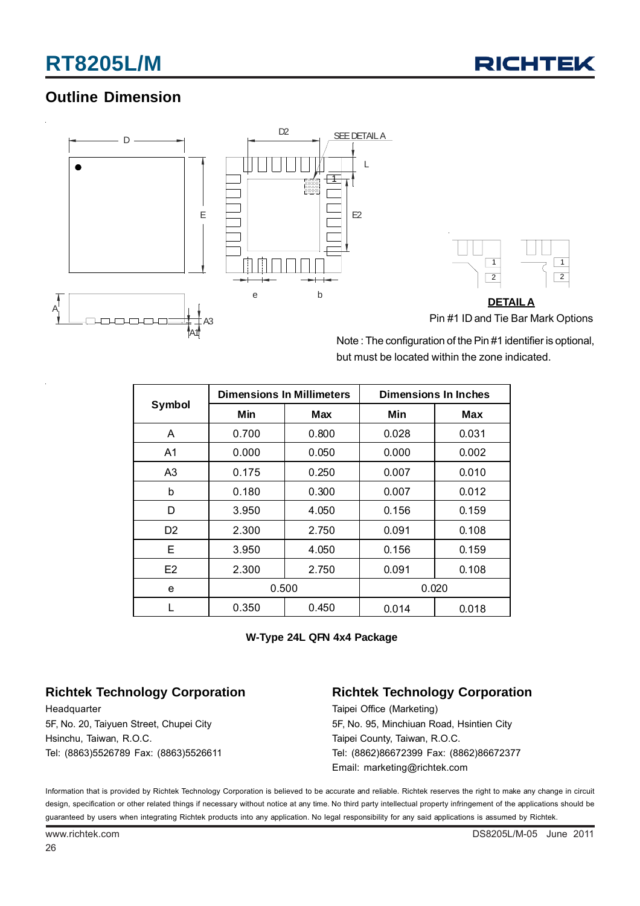## Outline Dimension

D

D2

SEE DETAIL A

L

E

E2

1

e

b

A

A3

A1

1

2

1

2

**DETAIL A**

Pin #1 ID and Tie Bar Mark Options

Note : The configuration of the Pin #1 identifier is optional, but must be located within the zone indicated.

| Symbol | Dimensions In Millimeters | | Dimensions In Inches | |
|---|---|---|---|---|
| | Min | Max | Min | Max |
| A | 0.700 | 0.800 | 0.028 | 0.031 |
| A1 | 0.000 | 0.050 | 0.000 | 0.002 |
| A3 | 0.175 | 0.250 | 0.007 | 0.010 |
| b | 0.180 | 0.300 | 0.007 | 0.012 |
| D | 3.950 | 4.050 | 0.156 | 0.159 |
| D2 | 2.300 | 2.750 | 0.091 | 0.108 |
| E | 3.950 | 4.050 | 0.156 | 0.159 |
| E2 | 2.300 | 2.750 | 0.091 | 0.108 |
| e | 0.500 | | 0.020 | |
| L | 0.350 | 0.450 | 0.014 | 0.018 |

**W-Type 24L QFN 4x4 Package**

### Richtek Technology Corporation

Headquarter
5F, No. 20, Taiyuen Street, Chupei City
Hsinchu, Taiwan, R.O.C.
Tel: (8863)5526789 Fax: (8863)5526611

### Richtek Technology Corporation

Taipei Office (Marketing)
5F, No. 95, Minchiuan Road, Hsintien City
Taipei County, Taiwan, R.O.C.
Tel: (8862)86672399 Fax: (8862)86672377
Email: marketing@richtek.com

Information that is provided by Richtek Technology Corporation is believed to be accurate and reliable. Richtek reserves the right to make any change in circuit design, specification or other related things if necessary without notice at any time. No third party intellectual property infringement of the applications should be guaranteed by users when integrating Richtek products into any application. No legal responsibility for any said applications is assumed by Richtek.